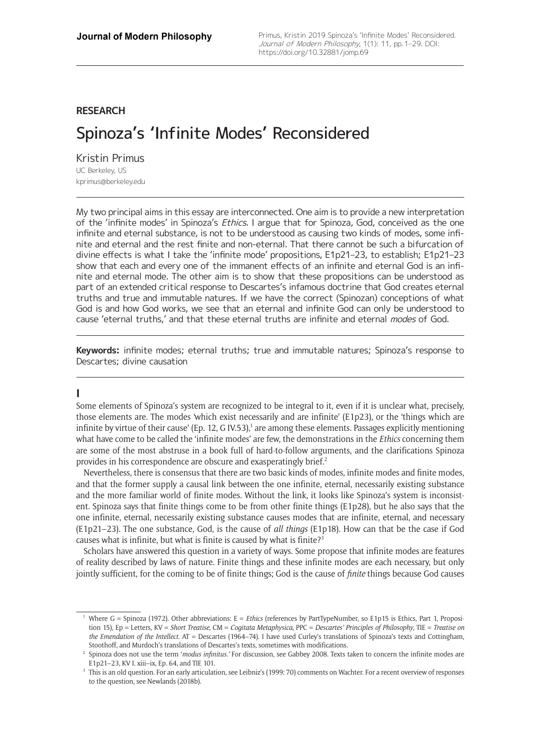RESEARCH

# Spinoza's 'Infinite Modes' Reconsidered

Kristin Primus
UC Berkeley, US
kprimus@berkeley.edu

My two principal aims in this essay are interconnected. One aim is to provide a new interpretation of the 'infinite modes' in Spinoza's *Ethics*. I argue that for Spinoza, God, conceived as the one infinite and eternal substance, is not to be understood as causing two kinds of modes, some infinite and eternal and the rest finite and non-eternal. That there cannot be such a bifurcation of divine effects is what I take the 'infinite mode' propositions, E1p21–23, to establish; E1p21–23 show that each and every one of the immanent effects of an infinite and eternal God is an infinite and eternal mode. The other aim is to show that these propositions can be understood as part of an extended critical response to Descartes's infamous doctrine that God creates eternal truths and true and immutable natures. If we have the correct (Spinozan) conceptions of what God is and how God works, we see that an eternal and infinite God can only be understood to cause 'eternal truths,' and that these eternal truths are infinite and eternal *modes* of God.

**Keywords:** infinite modes; eternal truths; true and immutable natures; Spinoza's response to Descartes; divine causation

## I

Some elements of Spinoza's system are recognized to be integral to it, even if it is unclear what, precisely, those elements are. The modes 'which exist necessarily and are infinite' (E1p23), or the 'things which are infinite by virtue of their cause' (Ep. 12, G IV.53),[1] are among these elements. Passages explicitly mentioning what have come to be called the 'infinite modes' are few, the demonstrations in the *Ethics* concerning them are some of the most abstruse in a book full of hard-to-follow arguments, and the clarifications Spinoza provides in his correspondence are obscure and exasperatingly brief.[2]

Nevertheless, there is consensus that there are two basic kinds of modes, infinite modes and finite modes, and that the former supply a causal link between the one infinite, eternal, necessarily existing substance and the more familiar world of finite modes. Without the link, it looks like Spinoza's system is inconsistent. Spinoza says that finite things come to be from other finite things (E1p28), but he also says that the one infinite, eternal, necessarily existing substance causes modes that are infinite, eternal, and necessary (E1p21–23). The one substance, God, is the cause of *all things* (E1p18). How can that be the case if God causes what is infinite, but what is finite is caused by what is finite?[3]

Scholars have answered this question in a variety of ways. Some propose that infinite modes are features of reality described by laws of nature. Finite things and these infinite modes are each necessary, but only jointly sufficient, for the coming to be of finite things; God is the cause of *finite* things because God causes

---

[1] Where G = Spinoza (1972). Other abbreviations: E = *Ethics* (references by PartTypeNumber, so E1p15 is Ethics, Part 1, Proposition 15), Ep = Letters, KV = *Short Treatise*, CM = *Cogitata Metaphysica*, PPC = *Descartes' Principles of Philosophy*, TIE = *Treatise on the Emendation of the Intellect*. AT = Descartes (1964–74). I have used Curley's translations of Spinoza's texts and Cottingham, Stoothoff, and Murdoch's translations of Descartes's texts, sometimes with modifications.

[2] Spinoza does not use the term '*modus infinitus*.' For discussion, see Gabbey 2008. Texts taken to concern the infinite modes are E1p21–23, KV I. xiii–ix, Ep. 64, and TIE 101.

[3] This is an old question. For an early articulation, see Leibniz's (1999: 70) comments on Wachter. For a recent overview of responses to the question, see Newlands (2018b).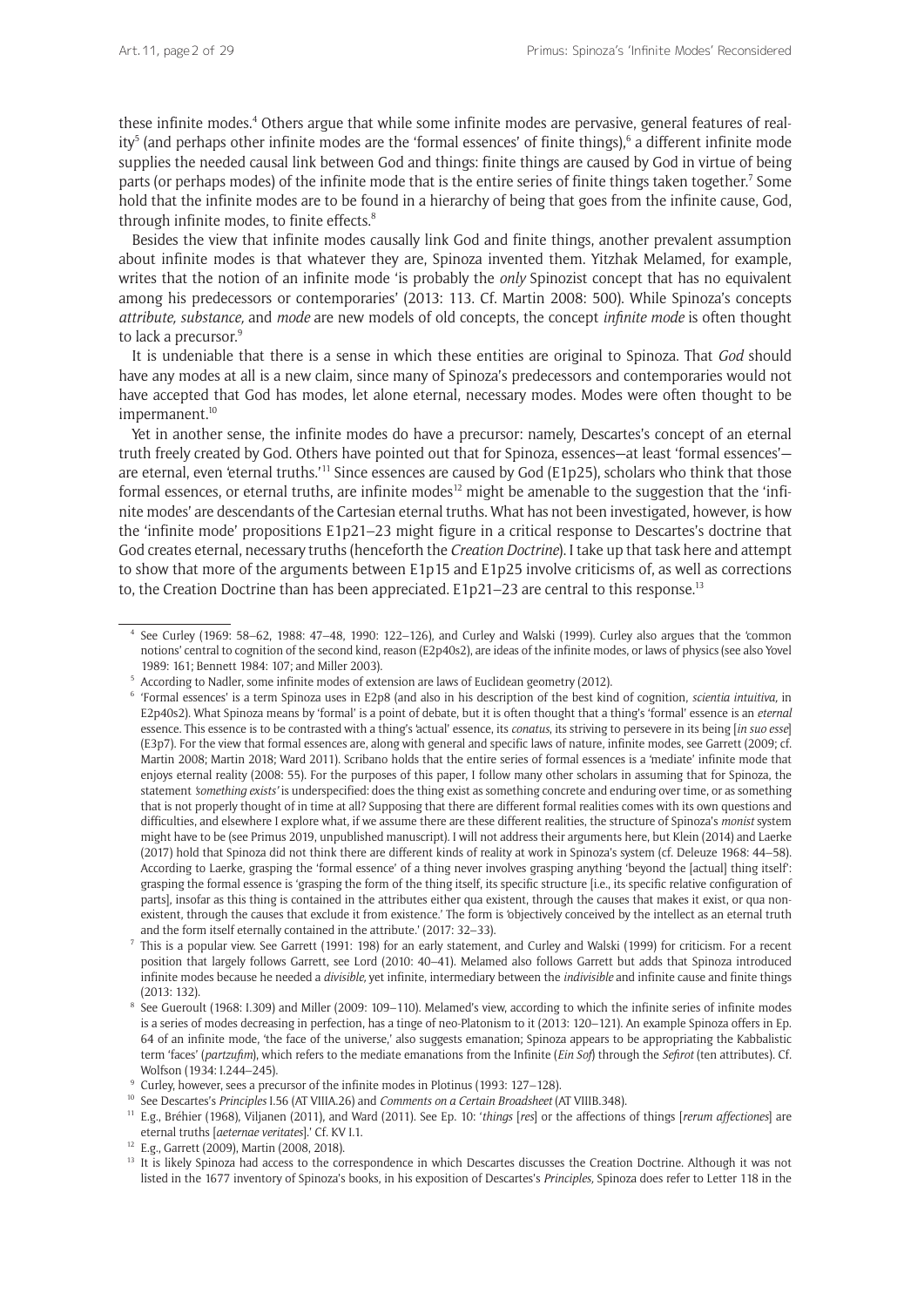these infinite modes.[4] Others argue that while some infinite modes are pervasive, general features of reality[5] (and perhaps other infinite modes are the 'formal essences' of finite things),[6] a different infinite mode supplies the needed causal link between God and things: finite things are caused by God in virtue of being parts (or perhaps modes) of the infinite mode that is the entire series of finite things taken together.[7] Some hold that the infinite modes are to be found in a hierarchy of being that goes from the infinite cause, God, through infinite modes, to finite effects.[8]

Besides the view that infinite modes causally link God and finite things, another prevalent assumption about infinite modes is that whatever they are, Spinoza invented them. Yitzhak Melamed, for example, writes that the notion of an infinite mode 'is probably the *only* Spinozist concept that has no equivalent among his predecessors or contemporaries' (2013: 113. Cf. Martin 2008: 500). While Spinoza's concepts *attribute, substance,* and *mode* are new models of old concepts, the concept *infinite mode* is often thought to lack a precursor.[9]

It is undeniable that there is a sense in which these entities are original to Spinoza. That *God* should have any modes at all is a new claim, since many of Spinoza's predecessors and contemporaries would not have accepted that God has modes, let alone eternal, necessary modes. Modes were often thought to be impermanent.[10]

Yet in another sense, the infinite modes do have a precursor: namely, Descartes's concept of an eternal truth freely created by God. Others have pointed out that for Spinoza, essences—at least 'formal essences'—are eternal, even 'eternal truths.'[11] Since essences are caused by God (E1p25), scholars who think that those formal essences, or eternal truths, are infinite modes[12] might be amenable to the suggestion that the 'infinite modes' are descendants of the Cartesian eternal truths. What has not been investigated, however, is how the 'infinite mode' propositions E1p21–23 might figure in a critical response to Descartes's doctrine that God creates eternal, necessary truths (henceforth the *Creation Doctrine*). I take up that task here and attempt to show that more of the arguments between E1p15 and E1p25 involve criticisms of, as well as corrections to, the Creation Doctrine than has been appreciated. E1p21–23 are central to this response.[13]

---

[4] See Curley (1969: 58–62, 1988: 47–48, 1990: 122–126), and Curley and Walski (1999). Curley also argues that the 'common notions' central to cognition of the second kind, reason (E2p40s2), are ideas of the infinite modes, or laws of physics (see also Yovel 1989: 161; Bennett 1984: 107; and Miller 2003).

[5] According to Nadler, some infinite modes of extension are laws of Euclidean geometry (2012).

[6] 'Formal essences' is a term Spinoza uses in E2p8 (and also in his description of the best kind of cognition, *scientia intuitiva,* in E2p40s2). What Spinoza means by 'formal' is a point of debate, but it is often thought that a thing's 'formal' essence is an *eternal* essence. This essence is to be contrasted with a thing's 'actual' essence, its *conatus*, its striving to persevere in its being [*in suo esse*] (E3p7). For the view that formal essences are, along with general and specific laws of nature, infinite modes, see Garrett (2009; cf. Martin 2008; Martin 2018; Ward 2011). Scribano holds that the entire series of formal essences is a 'mediate' infinite mode that enjoys eternal reality (2008: 55). For the purposes of this paper, I follow many other scholars in assuming that for Spinoza, the statement '*something exists'* is underspecified: does the thing exist as something concrete and enduring over time, or as something that is not properly thought of in time at all? Supposing that there are different formal realities comes with its own questions and difficulties, and elsewhere I explore what, if we assume there are these different realities, the structure of Spinoza's *monist* system might have to be (see Primus 2019, unpublished manuscript). I will not address their arguments here, but Klein (2014) and Laerke (2017) hold that Spinoza did not think there are different kinds of reality at work in Spinoza's system (cf. Deleuze 1968: 44–58). According to Laerke, grasping the 'formal essence' of a thing never involves grasping anything 'beyond the [actual] thing itself': grasping the formal essence is 'grasping the form of the thing itself, its specific structure [i.e., its specific relative configuration of parts], insofar as this thing is contained in the attributes either qua existent, through the causes that makes it exist, or qua non-existent, through the causes that exclude it from existence.' The form is 'objectively conceived by the intellect as an eternal truth and the form itself eternally contained in the attribute.' (2017: 32–33).

[7] This is a popular view. See Garrett (1991: 198) for an early statement, and Curley and Walski (1999) for criticism. For a recent position that largely follows Garrett, see Lord (2010: 40–41). Melamed also follows Garrett but adds that Spinoza introduced infinite modes because he needed a *divisible*, yet infinite, intermediary between the *indivisible* and infinite cause and finite things (2013: 132).

[8] See Gueroult (1968: I.309) and Miller (2009: 109–110). Melamed's view, according to which the infinite series of infinite modes is a series of modes decreasing in perfection, has a tinge of neo-Platonism to it (2013: 120–121). An example Spinoza offers in Ep. 64 of an infinite mode, 'the face of the universe,' also suggests emanation; Spinoza appears to be appropriating the Kabbalistic term 'faces' (*partzufim*), which refers to the mediate emanations from the Infinite (*Ein Sof*) through the *Sefirot* (ten attributes). Cf. Wolfson (1934: I.244–245).

[9] Curley, however, sees a precursor of the infinite modes in Plotinus (1993: 127–128).

[10] See Descartes's *Principles* I.56 (AT VIIIA.26) and *Comments on a Certain Broadsheet* (AT VIIIB.348).

[11] E.g., Bréhier (1968), Viljanen (2011), and Ward (2011). See Ep. 10: '*things* [*res*] or the affections of things [*rerum affectiones*] are eternal truths [*aeternae veritates*].' Cf. KV I.1.

[12] E.g., Garrett (2009), Martin (2008, 2018).

[13] It is likely Spinoza had access to the correspondence in which Descartes discusses the Creation Doctrine. Although it was not listed in the 1677 inventory of Spinoza's books, in his exposition of Descartes's *Principles*, Spinoza does refer to Letter 118 in the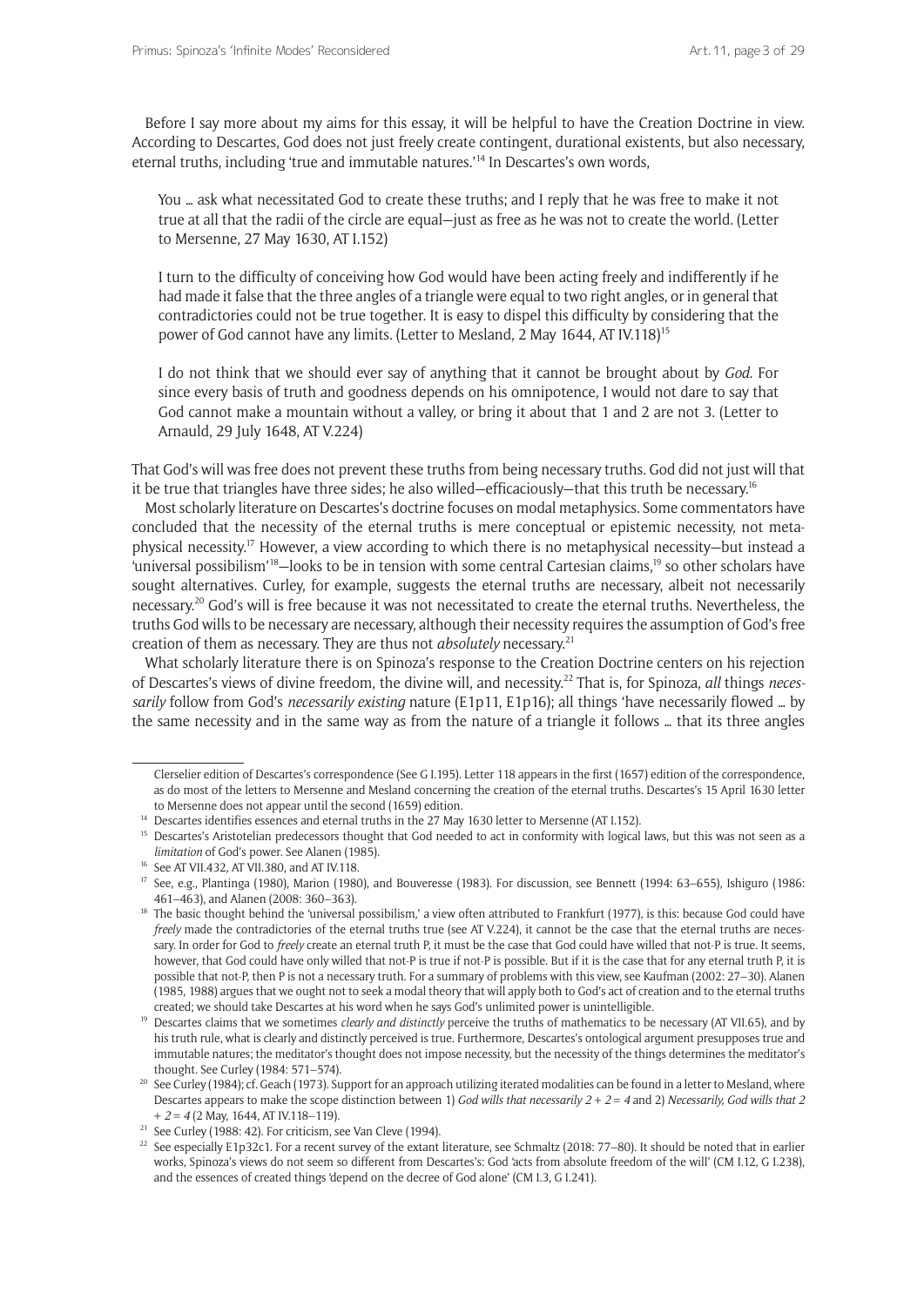Before I say more about my aims for this essay, it will be helpful to have the Creation Doctrine in view. According to Descartes, God does not just freely create contingent, durational existents, but also necessary, eternal truths, including 'true and immutable natures.'[14] In Descartes's own words,

> You … ask what necessitated God to create these truths; and I reply that he was free to make it not true at all that the radii of the circle are equal—just as free as he was not to create the world. (Letter to Mersenne, 27 May 1630, AT I.152)

> I turn to the difficulty of conceiving how God would have been acting freely and indifferently if he had made it false that the three angles of a triangle were equal to two right angles, or in general that contradictories could not be true together. It is easy to dispel this difficulty by considering that the power of God cannot have any limits. (Letter to Mesland, 2 May 1644, AT IV.118)[15]

> I do not think that we should ever say of anything that it cannot be brought about by *God*. For since every basis of truth and goodness depends on his omnipotence, I would not dare to say that God cannot make a mountain without a valley, or bring it about that 1 and 2 are not 3. (Letter to Arnauld, 29 July 1648, AT V.224)

That God's will was free does not prevent these truths from being necessary truths. God did not just will that it be true that triangles have three sides; he also willed—efficaciously—that this truth be necessary.[16]

Most scholarly literature on Descartes's doctrine focuses on modal metaphysics. Some commentators have concluded that the necessity of the eternal truths is mere conceptual or epistemic necessity, not metaphysical necessity.[17] However, a view according to which there is no metaphysical necessity—but instead a 'universal possibilism'[18]—looks to be in tension with some central Cartesian claims,[19] so other scholars have sought alternatives. Curley, for example, suggests the eternal truths are necessary, albeit not necessarily necessary.[20] God's will is free because it was not necessitated to create the eternal truths. Nevertheless, the truths God wills to be necessary are necessary, although their necessity requires the assumption of God's free creation of them as necessary. They are thus not *absolutely* necessary.[21]

What scholarly literature there is on Spinoza's response to the Creation Doctrine centers on his rejection of Descartes's views of divine freedom, the divine will, and necessity.[22] That is, for Spinoza, *all* things *necessarily* follow from God's *necessarily existing* nature (E1p11, E1p16); all things 'have necessarily flowed … by the same necessity and in the same way as from the nature of a triangle it follows … that its three angles

---

Clerselier edition of Descartes's correspondence (See G I.195). Letter 118 appears in the first (1657) edition of the correspondence, as do most of the letters to Mersenne and Mesland concerning the creation of the eternal truths. Descartes's 15 April 1630 letter to Mersenne does not appear until the second (1659) edition.

[14] Descartes identifies essences and eternal truths in the 27 May 1630 letter to Mersenne (AT I.152).

[15] Descartes's Aristotelian predecessors thought that God needed to act in conformity with logical laws, but this was not seen as a *limitation* of God's power. See Alanen (1985).

[16] See AT VII.432, AT VII.380, and AT IV.118.

[17] See, e.g., Plantinga (1980), Marion (1980), and Bouveresse (1983). For discussion, see Bennett (1994: 63–655), Ishiguro (1986: 461–463), and Alanen (2008: 360–363).

[18] The basic thought behind the 'universal possibilism,' a view often attributed to Frankfurt (1977), is this: because God could have *freely* made the contradictories of the eternal truths true (see AT V.224), it cannot be the case that the eternal truths are necessary. In order for God to *freely* create an eternal truth P, it must be the case that God could have willed that not-P is true. It seems, however, that God could have only willed that not-P is true if not-P is possible. But if it is the case that for any eternal truth P, it is possible that not-P, then P is not a necessary truth. For a summary of problems with this view, see Kaufman (2002: 27–30). Alanen (1985, 1988) argues that we ought not to seek a modal theory that will apply both to God's act of creation and to the eternal truths created; we should take Descartes at his word when he says God's unlimited power is unintelligible.

[19] Descartes claims that we sometimes *clearly and distinctly* perceive the truths of mathematics to be necessary (AT VII.65), and by his truth rule, what is clearly and distinctly perceived is true. Furthermore, Descartes's ontological argument presupposes true and immutable natures; the meditator's thought does not impose necessity, but the necessity of the things determines the meditator's thought. See Curley (1984: 571–574).

[20] See Curley (1984); cf. Geach (1973). Support for an approach utilizing iterated modalities can be found in a letter to Mesland, where Descartes appears to make the scope distinction between 1) *God wills that necessarily 2 + 2 = 4* and 2) *Necessarily, God wills that 2 + 2 = 4* (2 May, 1644, AT IV.118–119).

[21] See Curley (1988: 42). For criticism, see Van Cleve (1994).

[22] See especially E1p32c1. For a recent survey of the extant literature, see Schmaltz (2018: 77–80). It should be noted that in earlier works, Spinoza's views do not seem so different from Descartes's: God 'acts from absolute freedom of the will' (CM I.12, G I.238), and the essences of created things 'depend on the decree of God alone' (CM I.3, G I.241).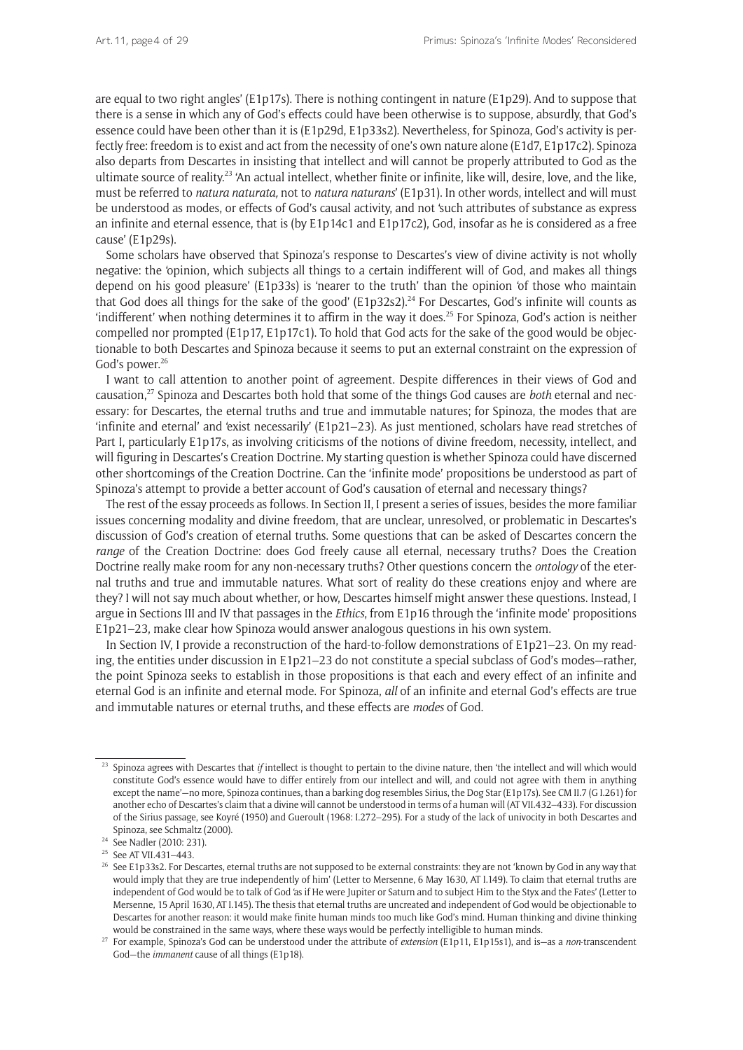are equal to two right angles' (E1p17s). There is nothing contingent in nature (E1p29). And to suppose that there is a sense in which any of God's effects could have been otherwise is to suppose, absurdly, that God's essence could have been other than it is (E1p29d, E1p33s2). Nevertheless, for Spinoza, God's activity is perfectly free: freedom is to exist and act from the necessity of one's own nature alone (E1d7, E1p17c2). Spinoza also departs from Descartes in insisting that intellect and will cannot be properly attributed to God as the ultimate source of reality.[23] 'An actual intellect, whether finite or infinite, like will, desire, love, and the like, must be referred to *natura naturata,* not to *natura naturans*' (E1p31). In other words, intellect and will must be understood as modes, or effects of God's causal activity, and not 'such attributes of substance as express an infinite and eternal essence, that is (by E1p14c1 and E1p17c2), God, insofar as he is considered as a free cause' (E1p29s).

Some scholars have observed that Spinoza's response to Descartes's view of divine activity is not wholly negative: the 'opinion, which subjects all things to a certain indifferent will of God, and makes all things depend on his good pleasure' (E1p33s) is 'nearer to the truth' than the opinion 'of those who maintain that God does all things for the sake of the good' (E1p32s2).[24] For Descartes, God's infinite will counts as 'indifferent' when nothing determines it to affirm in the way it does.[25] For Spinoza, God's action is neither compelled nor prompted (E1p17, E1p17c1). To hold that God acts for the sake of the good would be objectionable to both Descartes and Spinoza because it seems to put an external constraint on the expression of God's power.[26]

I want to call attention to another point of agreement. Despite differences in their views of God and causation,[27] Spinoza and Descartes both hold that some of the things God causes are *both* eternal and necessary: for Descartes, the eternal truths and true and immutable natures; for Spinoza, the modes that are 'infinite and eternal' and 'exist necessarily' (E1p21–23). As just mentioned, scholars have read stretches of Part I, particularly E1p17s, as involving criticisms of the notions of divine freedom, necessity, intellect, and will figuring in Descartes's Creation Doctrine. My starting question is whether Spinoza could have discerned other shortcomings of the Creation Doctrine. Can the 'infinite mode' propositions be understood as part of Spinoza's attempt to provide a better account of God's causation of eternal and necessary things?

The rest of the essay proceeds as follows. In Section II, I present a series of issues, besides the more familiar issues concerning modality and divine freedom, that are unclear, unresolved, or problematic in Descartes's discussion of God's creation of eternal truths. Some questions that can be asked of Descartes concern the *range* of the Creation Doctrine: does God freely cause all eternal, necessary truths? Does the Creation Doctrine really make room for any non-necessary truths? Other questions concern the *ontology* of the eternal truths and true and immutable natures. What sort of reality do these creations enjoy and where are they? I will not say much about whether, or how, Descartes himself might answer these questions. Instead, I argue in Sections III and IV that passages in the *Ethics*, from E1p16 through the 'infinite mode' propositions E1p21–23, make clear how Spinoza would answer analogous questions in his own system.

In Section IV, I provide a reconstruction of the hard-to-follow demonstrations of E1p21–23. On my reading, the entities under discussion in E1p21–23 do not constitute a special subclass of God's modes—rather, the point Spinoza seeks to establish in those propositions is that each and every effect of an infinite and eternal God is an infinite and eternal mode. For Spinoza, *all* of an infinite and eternal God's effects are true and immutable natures or eternal truths, and these effects are *modes* of God.

---

[23] Spinoza agrees with Descartes that *if* intellect is thought to pertain to the divine nature, then 'the intellect and will which would constitute God's essence would have to differ entirely from our intellect and will, and could not agree with them in anything except the name'—no more, Spinoza continues, than a barking dog resembles Sirius, the Dog Star (E1p17s). See CM II.7 (G I.261) for another echo of Descartes's claim that a divine will cannot be understood in terms of a human will (AT VII.432–433). For discussion of the Sirius passage, see Koyré (1950) and Gueroult (1968: I.272–295). For a study of the lack of univocity in both Descartes and Spinoza, see Schmaltz (2000).

[24] See Nadler (2010: 231).

[25] See AT VII.431–443.

[26] See E1p33s2. For Descartes, eternal truths are not supposed to be external constraints: they are not 'known by God in any way that would imply that they are true independently of him' (Letter to Mersenne, 6 May 1630, AT I.149). To claim that eternal truths are independent of God would be to talk of God 'as if He were Jupiter or Saturn and to subject Him to the Styx and the Fates' (Letter to Mersenne, 15 April 1630, AT I.145). The thesis that eternal truths are uncreated and independent of God would be objectionable to Descartes for another reason: it would make finite human minds too much like God's mind. Human thinking and divine thinking would be constrained in the same ways, where these ways would be perfectly intelligible to human minds.

[27] For example, Spinoza's God can be understood under the attribute of *extension* (E1p11, E1p15s1), and is—as a *non*-transcendent God—the *immanent* cause of all things (E1p18).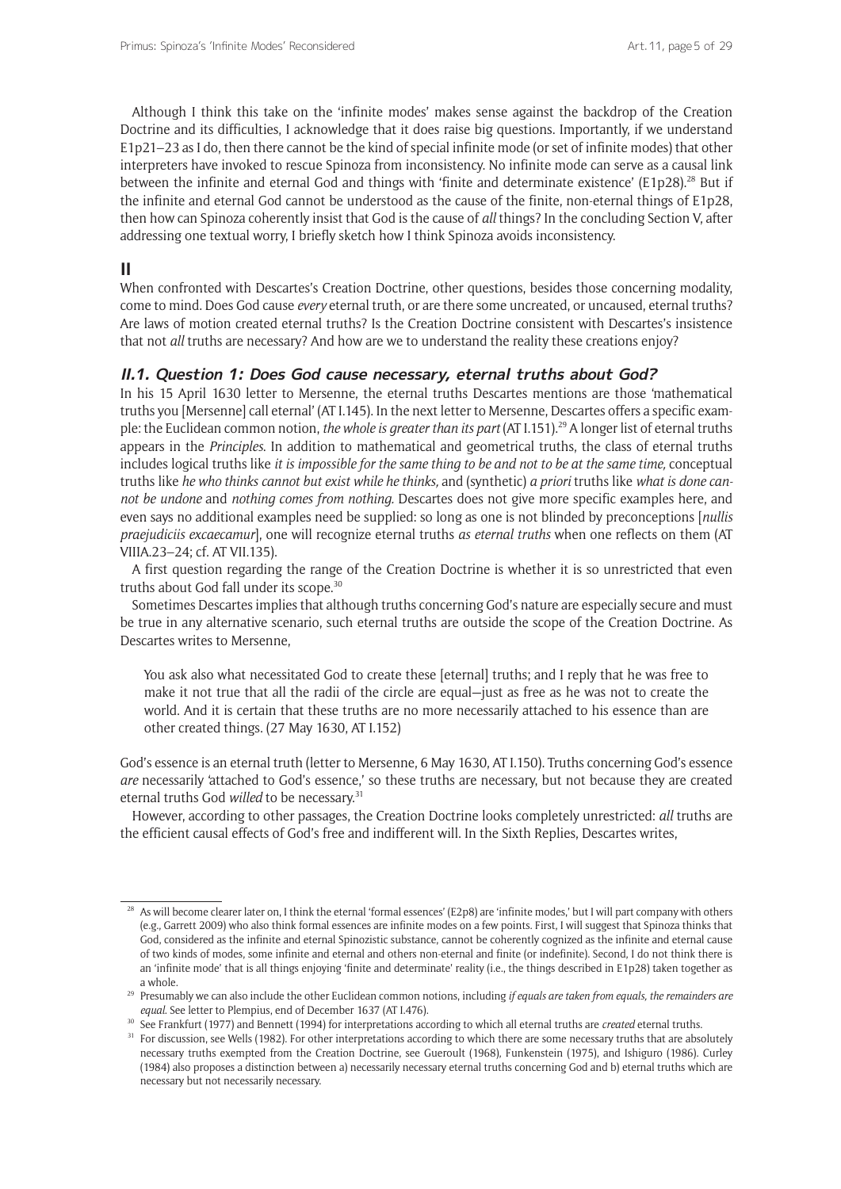Although I think this take on the 'infinite modes' makes sense against the backdrop of the Creation Doctrine and its difficulties, I acknowledge that it does raise big questions. Importantly, if we understand E1p21–23 as I do, then there cannot be the kind of special infinite mode (or set of infinite modes) that other interpreters have invoked to rescue Spinoza from inconsistency. No infinite mode can serve as a causal link between the infinite and eternal God and things with 'finite and determinate existence' (E1p28).[28] But if the infinite and eternal God cannot be understood as the cause of the finite, non-eternal things of E1p28, then how can Spinoza coherently insist that God is the cause of *all* things? In the concluding Section V, after addressing one textual worry, I briefly sketch how I think Spinoza avoids inconsistency.

## II

When confronted with Descartes's Creation Doctrine, other questions, besides those concerning modality, come to mind. Does God cause *every* eternal truth, or are there some uncreated, or uncaused, eternal truths? Are laws of motion created eternal truths? Is the Creation Doctrine consistent with Descartes's insistence that not *all* truths are necessary? And how are we to understand the reality these creations enjoy?

### II.1. Question 1: Does God cause necessary, eternal truths about God?

In his 15 April 1630 letter to Mersenne, the eternal truths Descartes mentions are those 'mathematical truths you [Mersenne] call eternal' (AT I.145). In the next letter to Mersenne, Descartes offers a specific example: the Euclidean common notion, *the whole is greater than its part* (AT I.151).[29] A longer list of eternal truths appears in the *Principles*. In addition to mathematical and geometrical truths, the class of eternal truths includes logical truths like *it is impossible for the same thing to be and not to be at the same time,* conceptual truths like *he who thinks cannot but exist while he thinks,* and (synthetic) *a priori* truths like *what is done cannot be undone* and *nothing comes from nothing.* Descartes does not give more specific examples here, and even says no additional examples need be supplied: so long as one is not blinded by preconceptions [*nullis praejudiciis excaecamur*], one will recognize eternal truths *as eternal truths* when one reflects on them (AT VIIIA.23–24; cf. AT VII.135).

A first question regarding the range of the Creation Doctrine is whether it is so unrestricted that even truths about God fall under its scope.[30]

Sometimes Descartes implies that although truths concerning God's nature are especially secure and must be true in any alternative scenario, such eternal truths are outside the scope of the Creation Doctrine. As Descartes writes to Mersenne,

> You ask also what necessitated God to create these [eternal] truths; and I reply that he was free to make it not true that all the radii of the circle are equal—just as free as he was not to create the world. And it is certain that these truths are no more necessarily attached to his essence than are other created things. (27 May 1630, AT I.152)

God's essence is an eternal truth (letter to Mersenne, 6 May 1630, AT I.150). Truths concerning God's essence *are* necessarily 'attached to God's essence,' so these truths are necessary, but not because they are created eternal truths God *willed* to be necessary.[31]

However, according to other passages, the Creation Doctrine looks completely unrestricted: *all* truths are the efficient causal effects of God's free and indifferent will. In the Sixth Replies, Descartes writes,

---

[28] As will become clearer later on, I think the eternal 'formal essences' (E2p8) are 'infinite modes,' but I will part company with others (e.g., Garrett 2009) who also think formal essences are infinite modes on a few points. First, I will suggest that Spinoza thinks that God, considered as the infinite and eternal Spinozistic substance, cannot be coherently cognized as the infinite and eternal cause of two kinds of modes, some infinite and eternal and others non-eternal and finite (or indefinite). Second, I do not think there is an 'infinite mode' that is all things enjoying 'finite and determinate' reality (i.e., the things described in E1p28) taken together as a whole.

[29] Presumably we can also include the other Euclidean common notions, including *if equals are taken from equals, the remainders are equal.* See letter to Plempius, end of December 1637 (AT I.476).

[30] See Frankfurt (1977) and Bennett (1994) for interpretations according to which all eternal truths are *created* eternal truths.

[31] For discussion, see Wells (1982). For other interpretations according to which there are some necessary truths that are absolutely necessary truths exempted from the Creation Doctrine, see Gueroult (1968), Funkenstein (1975), and Ishiguro (1986). Curley (1984) also proposes a distinction between a) necessarily necessary eternal truths concerning God and b) eternal truths which are necessary but not necessarily necessary.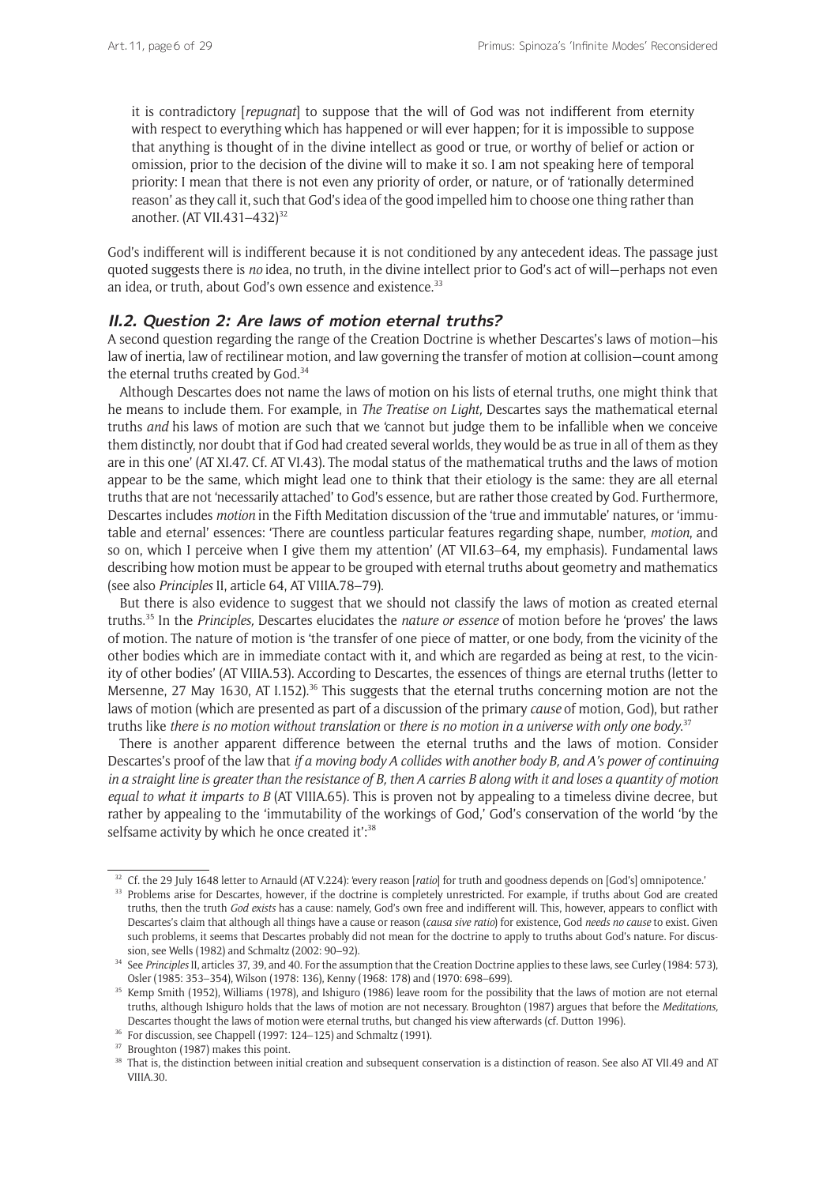> it is contradictory [*repugnat*] to suppose that the will of God was not indifferent from eternity with respect to everything which has happened or will ever happen; for it is impossible to suppose that anything is thought of in the divine intellect as good or true, or worthy of belief or action or omission, prior to the decision of the divine will to make it so. I am not speaking here of temporal priority: I mean that there is not even any priority of order, or nature, or of 'rationally determined reason' as they call it, such that God's idea of the good impelled him to choose one thing rather than another. (AT VII.431–432)[32]

God's indifferent will is indifferent because it is not conditioned by any antecedent ideas. The passage just quoted suggests there is *no* idea, no truth, in the divine intellect prior to God's act of will—perhaps not even an idea, or truth, about God's own essence and existence.[33]

## II.2. Question 2: Are laws of motion eternal truths?

A second question regarding the range of the Creation Doctrine is whether Descartes's laws of motion—his law of inertia, law of rectilinear motion, and law governing the transfer of motion at collision—count among the eternal truths created by God.[34]

Although Descartes does not name the laws of motion on his lists of eternal truths, one might think that he means to include them. For example, in *The Treatise on Light,* Descartes says the mathematical eternal truths *and* his laws of motion are such that we 'cannot but judge them to be infallible when we conceive them distinctly, nor doubt that if God had created several worlds, they would be as true in all of them as they are in this one' (AT XI.47. Cf. AT VI.43). The modal status of the mathematical truths and the laws of motion appear to be the same, which might lead one to think that their etiology is the same: they are all eternal truths that are not 'necessarily attached' to God's essence, but are rather those created by God. Furthermore, Descartes includes *motion* in the Fifth Meditation discussion of the 'true and immutable' natures, or 'immutable and eternal' essences: 'There are countless particular features regarding shape, number, *motion*, and so on, which I perceive when I give them my attention' (AT VII.63–64, my emphasis). Fundamental laws describing how motion must be appear to be grouped with eternal truths about geometry and mathematics (see also *Principles* II, article 64, AT VIIIA.78–79).

But there is also evidence to suggest that we should not classify the laws of motion as created eternal truths.[35] In the *Principles,* Descartes elucidates the *nature or essence* of motion before he 'proves' the laws of motion. The nature of motion is 'the transfer of one piece of matter, or one body, from the vicinity of the other bodies which are in immediate contact with it, and which are regarded as being at rest, to the vicinity of other bodies' (AT VIIIA.53). According to Descartes, the essences of things are eternal truths (letter to Mersenne, 27 May 1630, AT I.152).[36] This suggests that the eternal truths concerning motion are not the laws of motion (which are presented as part of a discussion of the primary *cause* of motion, God), but rather truths like *there is no motion without translation* or *there is no motion in a universe with only one body*.[37]

There is another apparent difference between the eternal truths and the laws of motion. Consider Descartes's proof of the law that *if a moving body A collides with another body B, and A's power of continuing in a straight line is greater than the resistance of B, then A carries B along with it and loses a quantity of motion equal to what it imparts to B* (AT VIIIA.65). This is proven not by appealing to a timeless divine decree, but rather by appealing to the 'immutability of the workings of God,' God's conservation of the world 'by the selfsame activity by which he once created it':[38]

---

[32] Cf. the 29 July 1648 letter to Arnauld (AT V.224): 'every reason [*ratio*] for truth and goodness depends on [God's] omnipotence.'

[33] Problems arise for Descartes, however, if the doctrine is completely unrestricted. For example, if truths about God are created truths, then the truth *God exists* has a cause: namely, God's own free and indifferent will. This, however, appears to conflict with Descartes's claim that although all things have a cause or reason (*causa sive ratio*) for existence, God *needs no cause* to exist. Given such problems, it seems that Descartes probably did not mean for the doctrine to apply to truths about God's nature. For discussion, see Wells (1982) and Schmaltz (2002: 90–92).

[34] See *Principles* II, articles 37, 39, and 40. For the assumption that the Creation Doctrine applies to these laws, see Curley (1984: 573), Osler (1985: 353–354), Wilson (1978: 136), Kenny (1968: 178) and (1970: 698–699).

[35] Kemp Smith (1952), Williams (1978), and Ishiguro (1986) leave room for the possibility that the laws of motion are not eternal truths, although Ishiguro holds that the laws of motion are not necessary. Broughton (1987) argues that before the *Meditations,* Descartes thought the laws of motion were eternal truths, but changed his view afterwards (cf. Dutton 1996).

[36] For discussion, see Chappell (1997: 124–125) and Schmaltz (1991).

[37] Broughton (1987) makes this point.

[38] That is, the distinction between initial creation and subsequent conservation is a distinction of reason. See also AT VII.49 and AT VIIIA.30.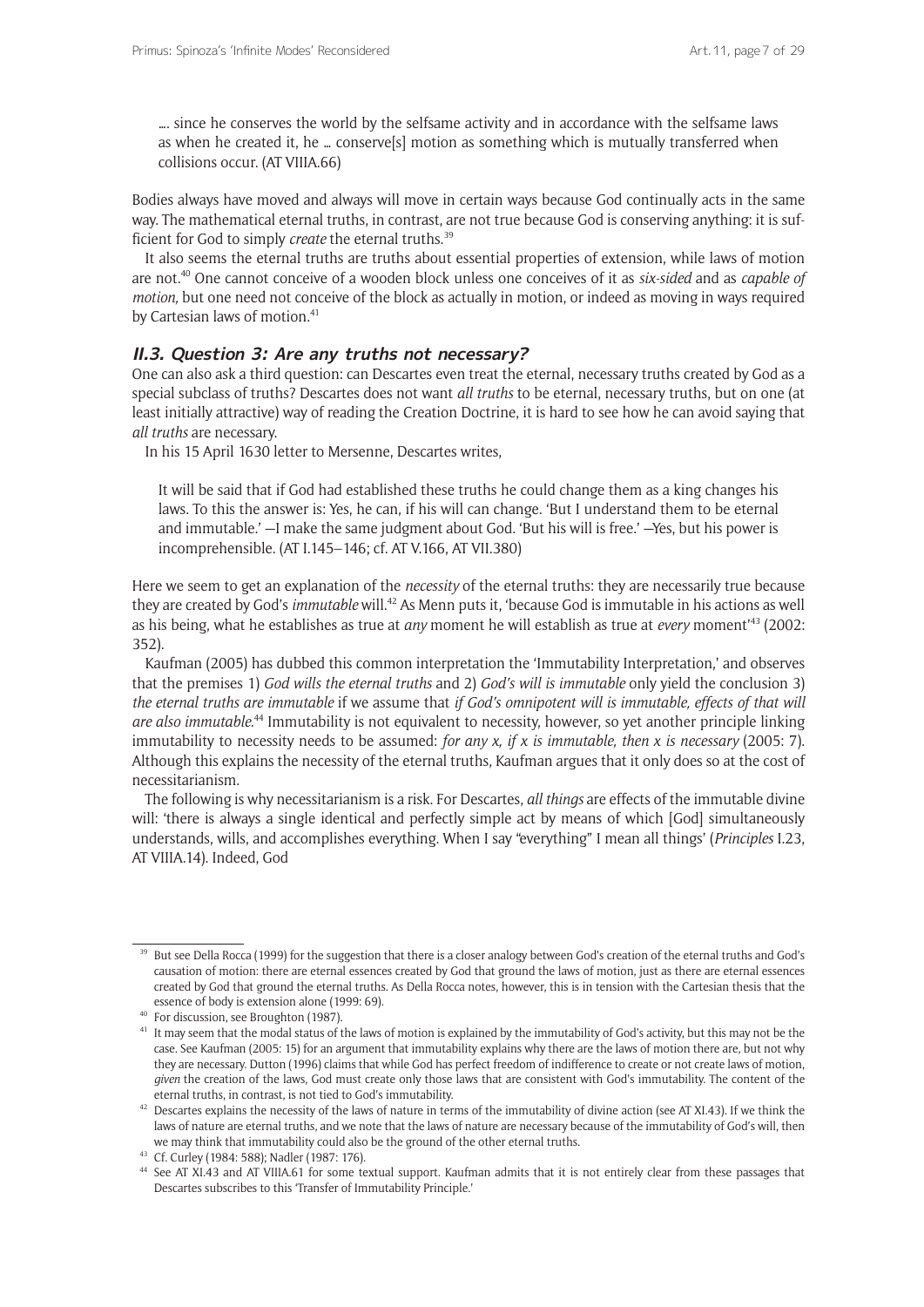…. since he conserves the world by the selfsame activity and in accordance with the selfsame laws as when he created it, he … conserve[s] motion as something which is mutually transferred when collisions occur. (AT VIIIA.66)

Bodies always have moved and always will move in certain ways because God continually acts in the same way. The mathematical eternal truths, in contrast, are not true because God is conserving anything: it is sufficient for God to simply *create* the eternal truths.[39]

It also seems the eternal truths are truths about essential properties of extension, while laws of motion are not.[40] One cannot conceive of a wooden block unless one conceives of it as *six-sided* and as *capable of motion,* but one need not conceive of the block as actually in motion, or indeed as moving in ways required by Cartesian laws of motion.[41]

### II.3. Question 3: Are any truths not necessary?

One can also ask a third question: can Descartes even treat the eternal, necessary truths created by God as a special subclass of truths? Descartes does not want *all truths* to be eternal, necessary truths, but on one (at least initially attractive) way of reading the Creation Doctrine, it is hard to see how he can avoid saying that *all truths* are necessary.

In his 15 April 1630 letter to Mersenne, Descartes writes,

> It will be said that if God had established these truths he could change them as a king changes his laws. To this the answer is: Yes, he can, if his will can change. 'But I understand them to be eternal and immutable.' —I make the same judgment about God. 'But his will is free.' —Yes, but his power is incomprehensible. (AT I.145–146; cf. AT V.166, AT VII.380)

Here we seem to get an explanation of the *necessity* of the eternal truths: they are necessarily true because they are created by God's *immutable* will.[42] As Menn puts it, 'because God is immutable in his actions as well as his being, what he establishes as true at *any* moment he will establish as true at *every* moment'[43] (2002: 352).

Kaufman (2005) has dubbed this common interpretation the 'Immutability Interpretation,' and observes that the premises 1) *God wills the eternal truths* and 2) *God's will is immutable* only yield the conclusion 3) *the eternal truths are immutable* if we assume that *if God's omnipotent will is immutable, effects of that will are also immutable*.[44] Immutability is not equivalent to necessity, however, so yet another principle linking immutability to necessity needs to be assumed: *for any x, if x is immutable, then x is necessary* (2005: 7). Although this explains the necessity of the eternal truths, Kaufman argues that it only does so at the cost of necessitarianism.

The following is why necessitarianism is a risk. For Descartes, *all things* are effects of the immutable divine will: 'there is always a single identical and perfectly simple act by means of which [God] simultaneously understands, wills, and accomplishes everything. When I say "everything" I mean all things' (*Principles* I.23, AT VIIIA.14). Indeed, God

---

[39] But see Della Rocca (1999) for the suggestion that there is a closer analogy between God's creation of the eternal truths and God's causation of motion: there are eternal essences created by God that ground the laws of motion, just as there are eternal essences created by God that ground the eternal truths. As Della Rocca notes, however, this is in tension with the Cartesian thesis that the essence of body is extension alone (1999: 69).

[40] For discussion, see Broughton (1987).

[41] It may seem that the modal status of the laws of motion is explained by the immutability of God's activity, but this may not be the case. See Kaufman (2005: 15) for an argument that immutability explains why there are the laws of motion there are, but not why they are necessary. Dutton (1996) claims that while God has perfect freedom of indifference to create or not create laws of motion, *given* the creation of the laws, God must create only those laws that are consistent with God's immutability. The content of the eternal truths, in contrast, is not tied to God's immutability.

[42] Descartes explains the necessity of the laws of nature in terms of the immutability of divine action (see AT XI.43). If we think the laws of nature are eternal truths, and we note that the laws of nature are necessary because of the immutability of God's will, then we may think that immutability could also be the ground of the other eternal truths.

[43] Cf. Curley (1984: 588); Nadler (1987: 176).

[44] See AT XI.43 and AT VIIIA.61 for some textual support. Kaufman admits that it is not entirely clear from these passages that Descartes subscribes to this 'Transfer of Immutability Principle.'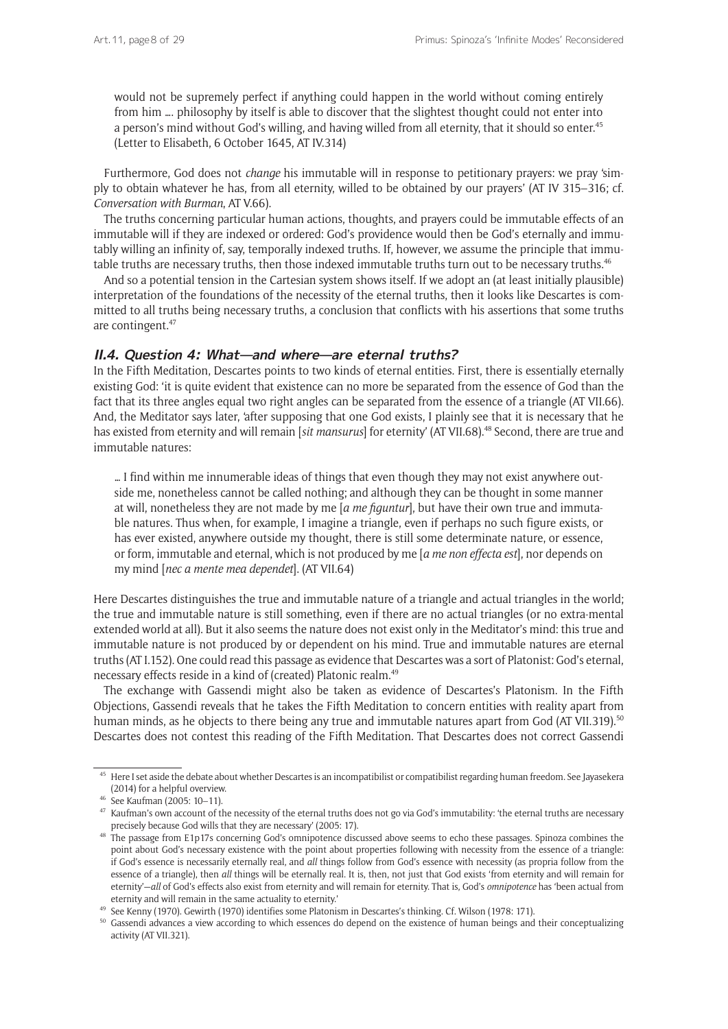would not be supremely perfect if anything could happen in the world without coming entirely from him .... philosophy by itself is able to discover that the slightest thought could not enter into a person's mind without God's willing, and having willed from all eternity, that it should so enter.[45] (Letter to Elisabeth, 6 October 1645, AT IV.314)

Furthermore, God does not *change* his immutable will in response to petitionary prayers: we pray 'simply to obtain whatever he has, from all eternity, willed to be obtained by our prayers' (AT IV 315–316; cf. *Conversation with Burman*, AT V.66).

The truths concerning particular human actions, thoughts, and prayers could be immutable effects of an immutable will if they are indexed or ordered: God's providence would then be God's eternally and immutably willing an infinity of, say, temporally indexed truths. If, however, we assume the principle that immutable truths are necessary truths, then those indexed immutable truths turn out to be necessary truths.[46]

And so a potential tension in the Cartesian system shows itself. If we adopt an (at least initially plausible) interpretation of the foundations of the necessity of the eternal truths, then it looks like Descartes is committed to all truths being necessary truths, a conclusion that conflicts with his assertions that some truths are contingent.[47]

### II.4. Question 4: What—and where—are eternal truths?

In the Fifth Meditation, Descartes points to two kinds of eternal entities. First, there is essentially eternally existing God: 'it is quite evident that existence can no more be separated from the essence of God than the fact that its three angles equal two right angles can be separated from the essence of a triangle (AT VII.66). And, the Meditator says later, 'after supposing that one God exists, I plainly see that it is necessary that he has existed from eternity and will remain [*sit mansurus*] for eternity' (AT VII.68).[48] Second, there are true and immutable natures:

> ... I find within me innumerable ideas of things that even though they may not exist anywhere outside me, nonetheless cannot be called nothing; and although they can be thought in some manner at will, nonetheless they are not made by me [*a me figuntur*], but have their own true and immutable natures. Thus when, for example, I imagine a triangle, even if perhaps no such figure exists, or has ever existed, anywhere outside my thought, there is still some determinate nature, or essence, or form, immutable and eternal, which is not produced by me [*a me non effecta est*], nor depends on my mind [*nec a mente mea dependet*]. (AT VII.64)

Here Descartes distinguishes the true and immutable nature of a triangle and actual triangles in the world; the true and immutable nature is still something, even if there are no actual triangles (or no extra-mental extended world at all). But it also seems the nature does not exist only in the Meditator's mind: this true and immutable nature is not produced by or dependent on his mind. True and immutable natures are eternal truths (AT I.152). One could read this passage as evidence that Descartes was a sort of Platonist: God's eternal, necessary effects reside in a kind of (created) Platonic realm.[49]

The exchange with Gassendi might also be taken as evidence of Descartes's Platonism. In the Fifth Objections, Gassendi reveals that he takes the Fifth Meditation to concern entities with reality apart from human minds, as he objects to there being any true and immutable natures apart from God (AT VII.319).[50] Descartes does not contest this reading of the Fifth Meditation. That Descartes does not correct Gassendi

---

[45] Here I set aside the debate about whether Descartes is an incompatibilist or compatibilist regarding human freedom. See Jayasekera (2014) for a helpful overview.

[46] See Kaufman (2005: 10–11).

[47] Kaufman's own account of the necessity of the eternal truths does not go via God's immutability: 'the eternal truths are necessary precisely because God wills that they are necessary' (2005: 17).

[48] The passage from E1p17s concerning God's omnipotence discussed above seems to echo these passages. Spinoza combines the point about God's necessary existence with the point about properties following with necessity from the essence of a triangle: if God's essence is necessarily eternally real, and *all* things follow from God's essence with necessity (as propria follow from the essence of a triangle), then *all* things will be eternally real. It is, then, not just that God exists 'from eternity and will remain for eternity'—*all* of God's effects also exist from eternity and will remain for eternity. That is, God's *omnipotence* has 'been actual from eternity and will remain in the same actuality to eternity.'

[49] See Kenny (1970). Gewirth (1970) identifies some Platonism in Descartes's thinking. Cf. Wilson (1978: 171).

[50] Gassendi advances a view according to which essences do depend on the existence of human beings and their conceptualizing activity (AT VII.321).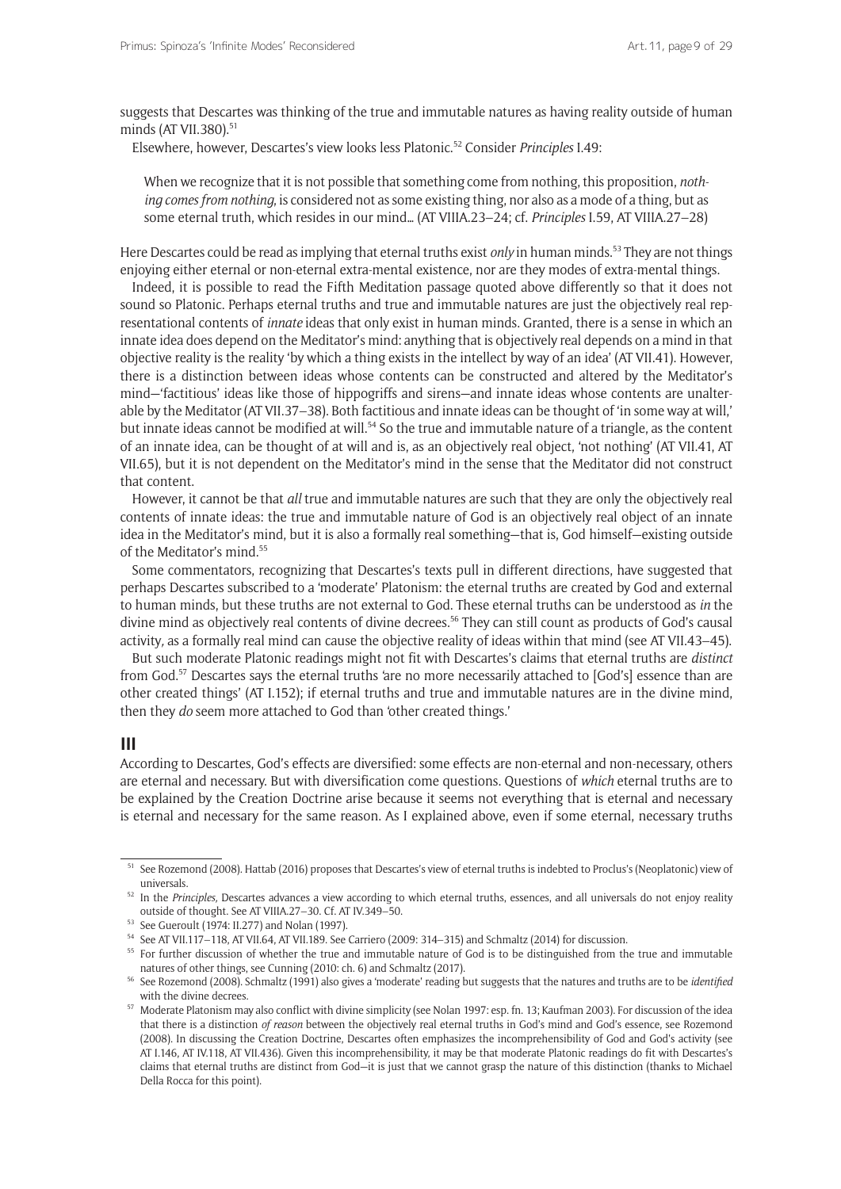suggests that Descartes was thinking of the true and immutable natures as having reality outside of human minds (AT VII.380).[51]

Elsewhere, however, Descartes's view looks less Platonic.[52] Consider *Principles* I.49:

> When we recognize that it is not possible that something come from nothing, this proposition, *nothing comes from nothing*, is considered not as some existing thing, nor also as a mode of a thing, but as some eternal truth, which resides in our mind… (AT VIIIA.23–24; cf. *Principles* I.59, AT VIIIA.27–28)

Here Descartes could be read as implying that eternal truths exist *only* in human minds.[53] They are not things enjoying either eternal or non-eternal extra-mental existence, nor are they modes of extra-mental things.

Indeed, it is possible to read the Fifth Meditation passage quoted above differently so that it does not sound so Platonic. Perhaps eternal truths and true and immutable natures are just the objectively real representational contents of *innate* ideas that only exist in human minds. Granted, there is a sense in which an innate idea does depend on the Meditator's mind: anything that is objectively real depends on a mind in that objective reality is the reality 'by which a thing exists in the intellect by way of an idea' (AT VII.41). However, there is a distinction between ideas whose contents can be constructed and altered by the Meditator's mind—'factitious' ideas like those of hippogriffs and sirens—and innate ideas whose contents are unalterable by the Meditator (AT VII.37–38). Both factitious and innate ideas can be thought of 'in some way at will,' but innate ideas cannot be modified at will.[54] So the true and immutable nature of a triangle, as the content of an innate idea, can be thought of at will and is, as an objectively real object, 'not nothing' (AT VII.41, AT VII.65), but it is not dependent on the Meditator's mind in the sense that the Meditator did not construct that content.

However, it cannot be that *all* true and immutable natures are such that they are only the objectively real contents of innate ideas: the true and immutable nature of God is an objectively real object of an innate idea in the Meditator's mind, but it is also a formally real something—that is, God himself—existing outside of the Meditator's mind.[55]

Some commentators, recognizing that Descartes's texts pull in different directions, have suggested that perhaps Descartes subscribed to a 'moderate' Platonism: the eternal truths are created by God and external to human minds, but these truths are not external to God. These eternal truths can be understood as *in* the divine mind as objectively real contents of divine decrees.[56] They can still count as products of God's causal activity, as a formally real mind can cause the objective reality of ideas within that mind (see AT VII.43–45).

But such moderate Platonic readings might not fit with Descartes's claims that eternal truths are *distinct* from God.[57] Descartes says the eternal truths 'are no more necessarily attached to [God's] essence than are other created things' (AT I.152); if eternal truths and true and immutable natures are in the divine mind, then they *do* seem more attached to God than 'other created things.'

## III

According to Descartes, God's effects are diversified: some effects are non-eternal and non-necessary, others are eternal and necessary. But with diversification come questions. Questions of *which* eternal truths are to be explained by the Creation Doctrine arise because it seems not everything that is eternal and necessary is eternal and necessary for the same reason. As I explained above, even if some eternal, necessary truths

---

[51] See Rozemond (2008). Hattab (2016) proposes that Descartes's view of eternal truths is indebted to Proclus's (Neoplatonic) view of universals.

[52] In the *Principles*, Descartes advances a view according to which eternal truths, essences, and all universals do not enjoy reality outside of thought. See AT VIIIA.27–30. Cf. AT IV.349–50.

[53] See Gueroult (1974: II.277) and Nolan (1997).

[54] See AT VII.117–118, AT VII.64, AT VII.189. See Carriero (2009: 314–315) and Schmaltz (2014) for discussion.

[55] For further discussion of whether the true and immutable nature of God is to be distinguished from the true and immutable natures of other things, see Cunning (2010: ch. 6) and Schmaltz (2017).

[56] See Rozemond (2008). Schmaltz (1991) also gives a 'moderate' reading but suggests that the natures and truths are to be *identified* with the divine decrees.

[57] Moderate Platonism may also conflict with divine simplicity (see Nolan 1997: esp. fn. 13; Kaufman 2003). For discussion of the idea that there is a distinction *of reason* between the objectively real eternal truths in God's mind and God's essence, see Rozemond (2008). In discussing the Creation Doctrine, Descartes often emphasizes the incomprehensibility of God and God's activity (see AT I.146, AT IV.118, AT VII.436). Given this incomprehensibility, it may be that moderate Platonic readings do fit with Descartes's claims that eternal truths are distinct from God—it is just that we cannot grasp the nature of this distinction (thanks to Michael Della Rocca for this point).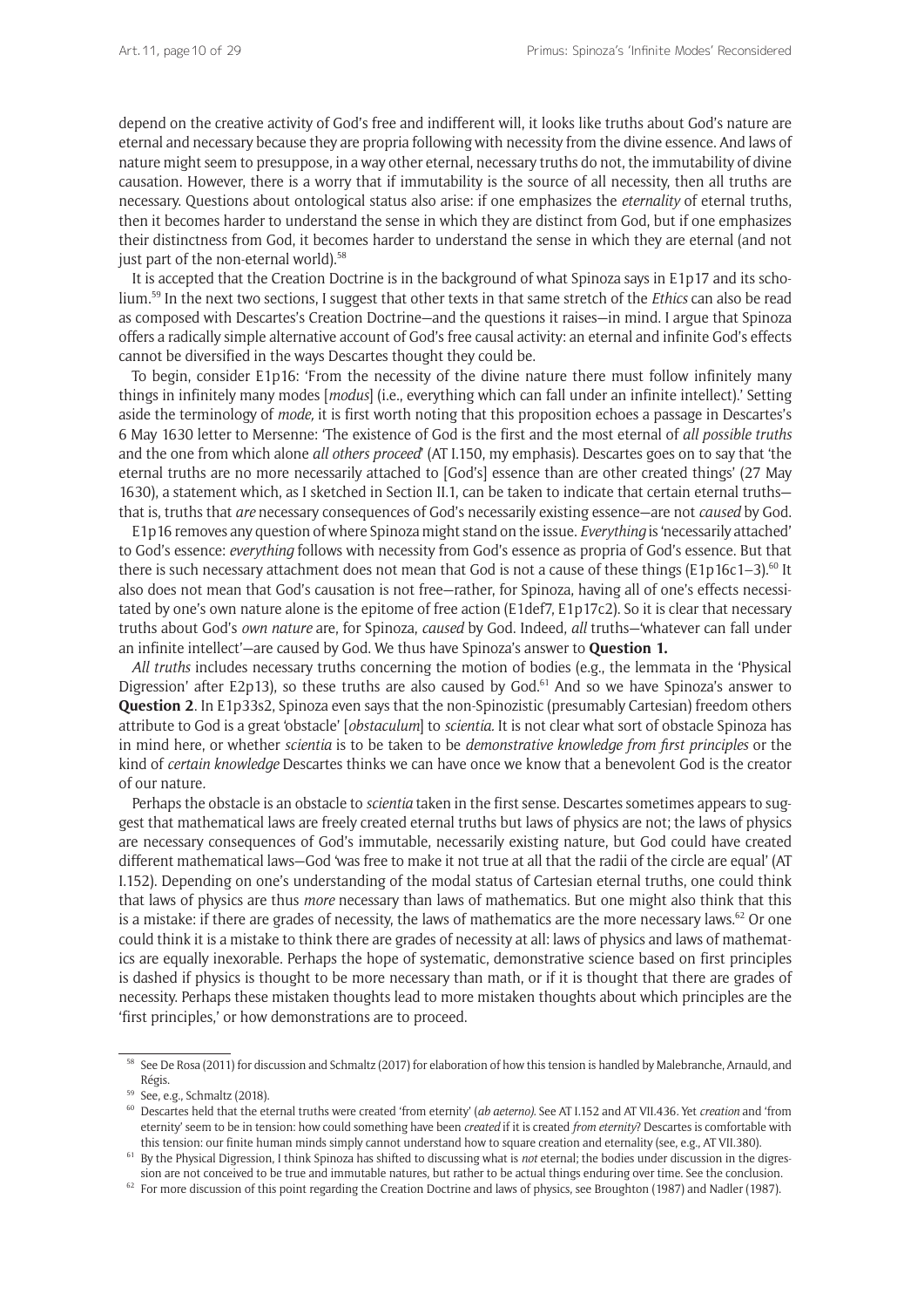depend on the creative activity of God's free and indifferent will, it looks like truths about God's nature are eternal and necessary because they are propria following with necessity from the divine essence. And laws of nature might seem to presuppose, in a way other eternal, necessary truths do not, the immutability of divine causation. However, there is a worry that if immutability is the source of all necessity, then all truths are necessary. Questions about ontological status also arise: if one emphasizes the *eternality* of eternal truths, then it becomes harder to understand the sense in which they are distinct from God, but if one emphasizes their distinctness from God, it becomes harder to understand the sense in which they are eternal (and not just part of the non-eternal world).[58]

It is accepted that the Creation Doctrine is in the background of what Spinoza says in E1p17 and its scholium.[59] In the next two sections, I suggest that other texts in that same stretch of the *Ethics* can also be read as composed with Descartes's Creation Doctrine—and the questions it raises—in mind. I argue that Spinoza offers a radically simple alternative account of God's free causal activity: an eternal and infinite God's effects cannot be diversified in the ways Descartes thought they could be.

To begin, consider E1p16: 'From the necessity of the divine nature there must follow infinitely many things in infinitely many modes [*modus*] (i.e., everything which can fall under an infinite intellect).' Setting aside the terminology of *mode,* it is first worth noting that this proposition echoes a passage in Descartes's 6 May 1630 letter to Mersenne: 'The existence of God is the first and the most eternal of *all possible truths* and the one from which alone *all others proceed*' (AT I.150, my emphasis). Descartes goes on to say that 'the eternal truths are no more necessarily attached to [God's] essence than are other created things' (27 May 1630), a statement which, as I sketched in Section II.1, can be taken to indicate that certain eternal truths—that is, truths that *are* necessary consequences of God's necessarily existing essence—are not *caused* by God.

E1p16 removes any question of where Spinoza might stand on the issue. *Everything* is 'necessarily attached' to God's essence: *everything* follows with necessity from God's essence as propria of God's essence. But that there is such necessary attachment does not mean that God is not a cause of these things (E1p16c1–3).[60] It also does not mean that God's causation is not free—rather, for Spinoza, having all of one's effects necessitated by one's own nature alone is the epitome of free action (E1def7, E1p17c2). So it is clear that necessary truths about God's *own nature* are, for Spinoza, *caused* by God. Indeed, *all* truths—'whatever can fall under an infinite intellect'—are caused by God. We thus have Spinoza's answer to **Question 1.**

*All truths* includes necessary truths concerning the motion of bodies (e.g., the lemmata in the 'Physical Digression' after E2p13), so these truths are also caused by God.[61] And so we have Spinoza's answer to **Question 2**. In E1p33s2, Spinoza even says that the non-Spinozistic (presumably Cartesian) freedom others attribute to God is a great 'obstacle' [*obstaculum*] to *scientia.* It is not clear what sort of obstacle Spinoza has in mind here, or whether *scientia* is to be taken to be *demonstrative knowledge from first principles* or the kind of *certain knowledge* Descartes thinks we can have once we know that a benevolent God is the creator of our nature.

Perhaps the obstacle is an obstacle to *scientia* taken in the first sense. Descartes sometimes appears to suggest that mathematical laws are freely created eternal truths but laws of physics are not; the laws of physics are necessary consequences of God's immutable, necessarily existing nature, but God could have created different mathematical laws—God 'was free to make it not true at all that the radii of the circle are equal' (AT I.152). Depending on one's understanding of the modal status of Cartesian eternal truths, one could think that laws of physics are thus *more* necessary than laws of mathematics. But one might also think that this is a mistake: if there are grades of necessity, the laws of mathematics are the more necessary laws.[62] Or one could think it is a mistake to think there are grades of necessity at all: laws of physics and laws of mathematics are equally inexorable. Perhaps the hope of systematic, demonstrative science based on first principles is dashed if physics is thought to be more necessary than math, or if it is thought that there are grades of necessity. Perhaps these mistaken thoughts lead to more mistaken thoughts about which principles are the 'first principles,' or how demonstrations are to proceed.

---

[58] See De Rosa (2011) for discussion and Schmaltz (2017) for elaboration of how this tension is handled by Malebranche, Arnauld, and Régis.

[59] See, e.g., Schmaltz (2018).

[60] Descartes held that the eternal truths were created 'from eternity' (*ab aeterno).* See AT I.152 and AT VII.436. Yet *creation* and 'from eternity' seem to be in tension: how could something have been *created* if it is created *from eternity*? Descartes is comfortable with this tension: our finite human minds simply cannot understand how to square creation and eternality (see, e.g., AT VII.380).

[61] By the Physical Digression, I think Spinoza has shifted to discussing what is *not* eternal; the bodies under discussion in the digression are not conceived to be true and immutable natures, but rather to be actual things enduring over time. See the conclusion.

[62] For more discussion of this point regarding the Creation Doctrine and laws of physics, see Broughton (1987) and Nadler (1987).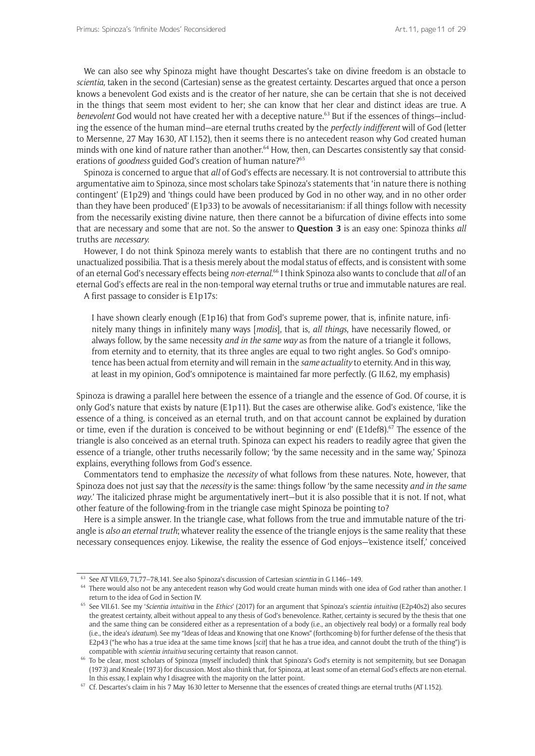We can also see why Spinoza might have thought Descartes's take on divine freedom is an obstacle to *scientia,* taken in the second (Cartesian) sense as the greatest certainty. Descartes argued that once a person knows a benevolent God exists and is the creator of her nature, she can be certain that she is not deceived in the things that seem most evident to her; she can know that her clear and distinct ideas are true. A *benevolent* God would not have created her with a deceptive nature.[63] But if the essences of things—including the essence of the human mind—are eternal truths created by the *perfectly indifferent* will of God (letter to Mersenne, 27 May 1630, AT I.152), then it seems there is no antecedent reason why God created human minds with one kind of nature rather than another.[64] How, then, can Descartes consistently say that considerations of *goodness* guided God's creation of human nature?[65]

Spinoza is concerned to argue that *all* of God's effects are necessary. It is not controversial to attribute this argumentative aim to Spinoza, since most scholars take Spinoza's statements that 'in nature there is nothing contingent' (E1p29) and 'things could have been produced by God in no other way, and in no other order than they have been produced' (E1p33) to be avowals of necessitarianism: if all things follow with necessity from the necessarily existing divine nature, then there cannot be a bifurcation of divine effects into some that are necessary and some that are not. So the answer to **Question 3** is an easy one: Spinoza thinks *all* truths are *necessary.*

However, I do not think Spinoza merely wants to establish that there are no contingent truths and no unactualized possibilia. That is a thesis merely about the modal status of effects, and is consistent with some of an eternal God's necessary effects being *non-eternal*.[66] I think Spinoza also wants to conclude that *all* of an eternal God's effects are real in the non-temporal way eternal truths or true and immutable natures are real.

A first passage to consider is E1p17s:

> I have shown clearly enough (E1p16) that from God's supreme power, that is, infinite nature, infinitely many things in infinitely many ways [*modis*], that is, *all things*, have necessarily flowed, or always follow, by the same necessity *and in the same way* as from the nature of a triangle it follows, from eternity and to eternity, that its three angles are equal to two right angles. So God's omnipotence has been actual from eternity and will remain in the *same actuality* to eternity. And in this way, at least in my opinion, God's omnipotence is maintained far more perfectly. (G II.62, my emphasis)

Spinoza is drawing a parallel here between the essence of a triangle and the essence of God. Of course, it is only God's nature that exists by nature (E1p11). But the cases are otherwise alike. God's existence, 'like the essence of a thing, is conceived as an eternal truth, and on that account cannot be explained by duration or time, even if the duration is conceived to be without beginning or end' (E1def8).[67] The essence of the triangle is also conceived as an eternal truth. Spinoza can expect his readers to readily agree that given the essence of a triangle, other truths necessarily follow; 'by the same necessity and in the same way,' Spinoza explains, everything follows from God's essence.

Commentators tend to emphasize the *necessity* of what follows from these natures. Note, however, that Spinoza does not just say that the *necessity* is the same: things follow 'by the same necessity *and in the same way*.' The italicized phrase might be argumentatively inert—but it is also possible that it is not. If not, what other feature of the following-from in the triangle case might Spinoza be pointing to?

Here is a simple answer. In the triangle case, what follows from the true and immutable nature of the triangle is *also an eternal truth*; whatever reality the essence of the triangle enjoys is the same reality that these necessary consequences enjoy. Likewise, the reality the essence of God enjoys—'existence itself,' conceived

---

[63] See AT VII.69, 71,77–78,141. See also Spinoza's discussion of Cartesian *scientia* in G I.146–149.

[64] There would also not be any antecedent reason why God would create human minds with one idea of God rather than another. I return to the idea of God in Section IV.

[65] See VII.61. See my '*Scientia intuitiva* in the *Ethics*' (2017) for an argument that Spinoza's *scientia intuitiva* (E2p40s2) also secures the greatest certainty, albeit without appeal to any thesis of God's benevolence. Rather, certainty is secured by the thesis that one and the same thing can be considered either as a representation of a body (i.e., an objectively real body) or a formally real body (i.e., the idea's *ideatum*). See my "Ideas of Ideas and Knowing that one Knows" (forthcoming-b) for further defense of the thesis that E2p43 ("he who has a true idea at the same time knows [*scit*] that he has a true idea, and cannot doubt the truth of the thing") is compatible with *scientia intuitiva* securing certainty that reason cannot.

[66] To be clear, most scholars of Spinoza (myself included) think that Spinoza's God's eternity is not sempiternity, but see Donagan (1973) and Kneale (1973) for discussion. Most also think that, for Spinoza, at least some of an eternal God's effects are non-eternal. In this essay, I explain why I disagree with the majority on the latter point.

[67] Cf. Descartes's claim in his 7 May 1630 letter to Mersenne that the essences of created things are eternal truths (AT I.152).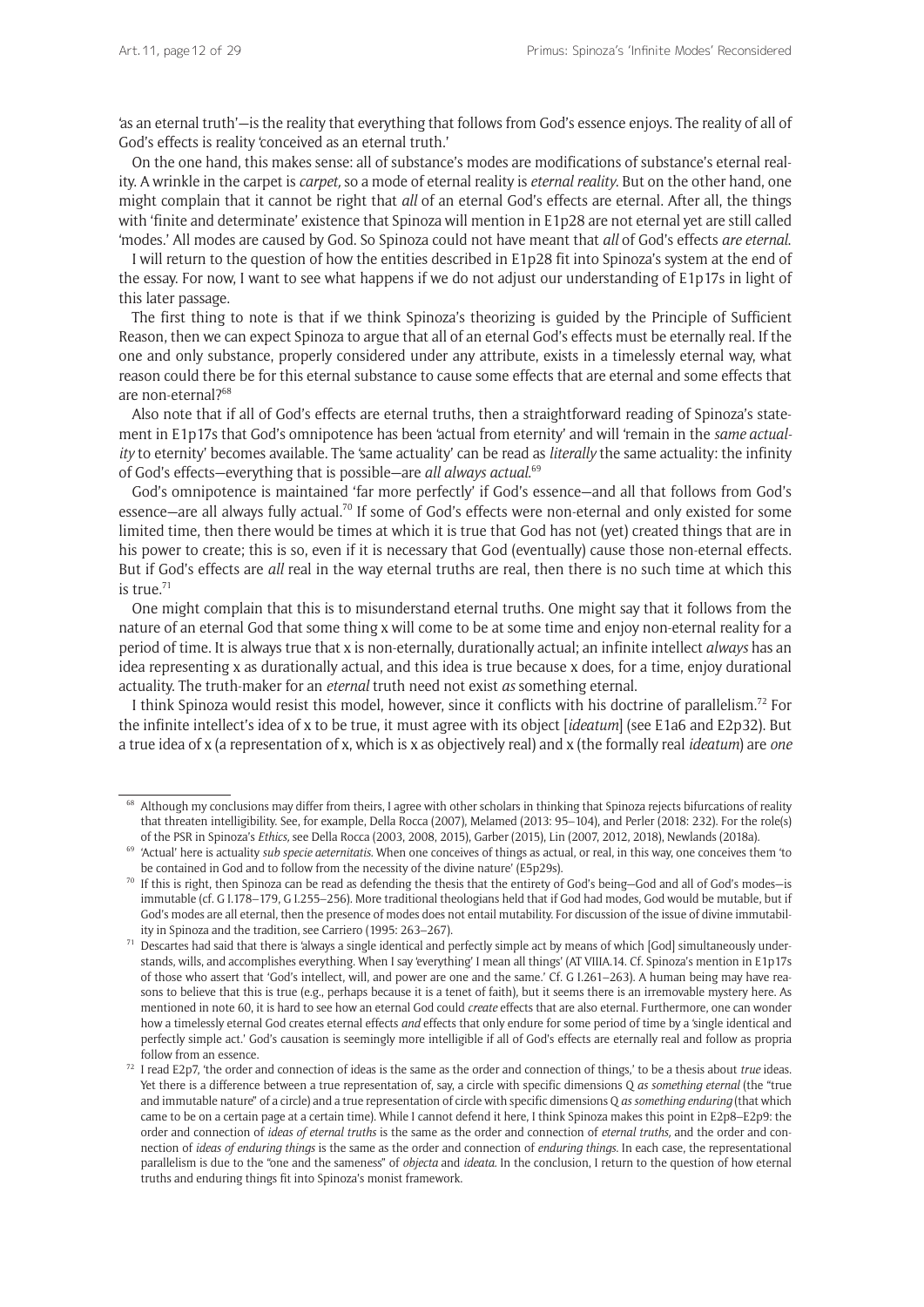'as an eternal truth'—is the reality that everything that follows from God's essence enjoys. The reality of all of God's effects is reality 'conceived as an eternal truth.'

On the one hand, this makes sense: all of substance's modes are modifications of substance's eternal reality. A wrinkle in the carpet is *carpet*, so a mode of eternal reality is *eternal reality*. But on the other hand, one might complain that it cannot be right that *all* of an eternal God's effects are eternal. After all, the things with 'finite and determinate' existence that Spinoza will mention in E1p28 are not eternal yet are still called 'modes.' All modes are caused by God. So Spinoza could not have meant that *all* of God's effects *are eternal*.

I will return to the question of how the entities described in E1p28 fit into Spinoza's system at the end of the essay. For now, I want to see what happens if we do not adjust our understanding of E1p17s in light of this later passage.

The first thing to note is that if we think Spinoza's theorizing is guided by the Principle of Sufficient Reason, then we can expect Spinoza to argue that all of an eternal God's effects must be eternally real. If the one and only substance, properly considered under any attribute, exists in a timelessly eternal way, what reason could there be for this eternal substance to cause some effects that are eternal and some effects that are non-eternal?[68]

Also note that if all of God's effects are eternal truths, then a straightforward reading of Spinoza's statement in E1p17s that God's omnipotence has been 'actual from eternity' and will 'remain in the *same actuality* to eternity' becomes available. The 'same actuality' can be read as *literally* the same actuality: the infinity of God's effects—everything that is possible—are *all always actual*.[69]

God's omnipotence is maintained 'far more perfectly' if God's essence—and all that follows from God's essence—are all always fully actual.[70] If some of God's effects were non-eternal and only existed for some limited time, then there would be times at which it is true that God has not (yet) created things that are in his power to create; this is so, even if it is necessary that God (eventually) cause those non-eternal effects. But if God's effects are *all* real in the way eternal truths are real, then there is no such time at which this is true.[71]

One might complain that this is to misunderstand eternal truths. One might say that it follows from the nature of an eternal God that some thing x will come to be at some time and enjoy non-eternal reality for a period of time. It is always true that x is non-eternally, durationally actual; an infinite intellect *always* has an idea representing x as durationally actual, and this idea is true because x does, for a time, enjoy durational actuality. The truth-maker for an *eternal* truth need not exist *as* something eternal.

I think Spinoza would resist this model, however, since it conflicts with his doctrine of parallelism.[72] For the infinite intellect's idea of x to be true, it must agree with its object [*ideatum*] (see E1a6 and E2p32). But a true idea of x (a representation of x, which is x as objectively real) and x (the formally real *ideatum*) are *one*

---

[68] Although my conclusions may differ from theirs, I agree with other scholars in thinking that Spinoza rejects bifurcations of reality that threaten intelligibility. See, for example, Della Rocca (2007), Melamed (2013: 95–104), and Perler (2018: 232). For the role(s) of the PSR in Spinoza's *Ethics*, see Della Rocca (2003, 2008, 2015), Garber (2015), Lin (2007, 2012, 2018), Newlands (2018a).

[69] 'Actual' here is actuality *sub specie aeternitatis*. When one conceives of things as actual, or real, in this way, one conceives them 'to be contained in God and to follow from the necessity of the divine nature' (E5p29s).

[70] If this is right, then Spinoza can be read as defending the thesis that the entirety of God's being—God and all of God's modes—is immutable (cf. G I.178–179, G I.255–256). More traditional theologians held that if God had modes, God would be mutable, but if God's modes are all eternal, then the presence of modes does not entail mutability. For discussion of the issue of divine immutability in Spinoza and the tradition, see Carriero (1995: 263–267).

[71] Descartes had said that there is 'always a single identical and perfectly simple act by means of which [God] simultaneously understands, wills, and accomplishes everything. When I say 'everything' I mean all things' (AT VIIIA.14. Cf. Spinoza's mention in E1p17s of those who assert that 'God's intellect, will, and power are one and the same.' Cf. G I.261–263). A human being may have reasons to believe that this is true (e.g., perhaps because it is a tenet of faith), but it seems there is an irremovable mystery here. As mentioned in note 60, it is hard to see how an eternal God could *create* effects that are also eternal. Furthermore, one can wonder how a timelessly eternal God creates eternal effects *and* effects that only endure for some period of time by a 'single identical and perfectly simple act.' God's causation is seemingly more intelligible if all of God's effects are eternally real and follow as propria follow from an essence.

[72] I read E2p7, 'the order and connection of ideas is the same as the order and connection of things,' to be a thesis about *true* ideas. Yet there is a difference between a true representation of, say, a circle with specific dimensions Q *as something eternal* (the "true and immutable nature" of a circle) and a true representation of circle with specific dimensions Q *as something enduring* (that which came to be on a certain page at a certain time). While I cannot defend it here, I think Spinoza makes this point in E2p8–E2p9: the order and connection of *ideas of eternal truths* is the same as the order and connection of *eternal truths*, and the order and connection of *ideas of enduring things* is the same as the order and connection of *enduring things*. In each case, the representational parallelism is due to the "one and the sameness" of *objecta* and *ideata*. In the conclusion, I return to the question of how eternal truths and enduring things fit into Spinoza's monist framework.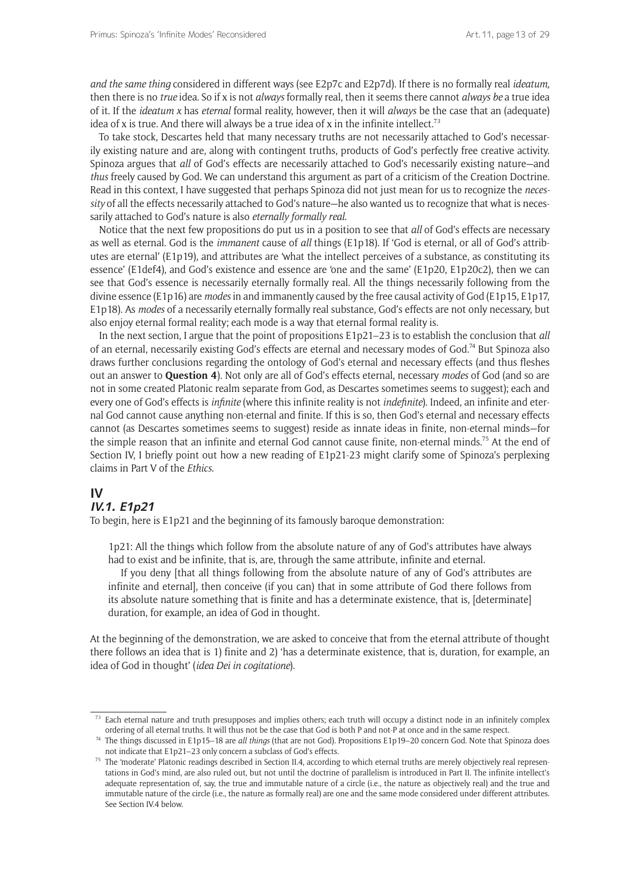*and the same thing* considered in different ways (see E2p7c and E2p7d). If there is no formally real *ideatum,* then there is no *true* idea. So if x is not *always* formally real, then it seems there cannot *always be* a true idea of it. If the *ideatum x* has *eternal* formal reality, however, then it will *always* be the case that an (adequate) idea of x is true. And there will always be a true idea of x in the infinite intellect.[73]

To take stock, Descartes held that many necessary truths are not necessarily attached to God's necessarily existing nature and are, along with contingent truths, products of God's perfectly free creative activity. Spinoza argues that *all* of God's effects are necessarily attached to God's necessarily existing nature—and *thus* freely caused by God. We can understand this argument as part of a criticism of the Creation Doctrine. Read in this context, I have suggested that perhaps Spinoza did not just mean for us to recognize the *necessity* of all the effects necessarily attached to God's nature—he also wanted us to recognize that what is necessarily attached to God's nature is also *eternally formally real*.

Notice that the next few propositions do put us in a position to see that *all* of God's effects are necessary as well as eternal. God is the *immanent* cause of *all* things (E1p18). If 'God is eternal, or all of God's attributes are eternal' (E1p19), and attributes are 'what the intellect perceives of a substance, as constituting its essence' (E1def4), and God's existence and essence are 'one and the same' (E1p20, E1p20c2), then we can see that God's essence is necessarily eternally formally real. All the things necessarily following from the divine essence (E1p16) are *modes* in and immanently caused by the free causal activity of God (E1p15, E1p17, E1p18). As *modes* of a necessarily eternally formally real substance, God's effects are not only necessary, but also enjoy eternal formal reality; each mode is a way that eternal formal reality is.

In the next section, I argue that the point of propositions E1p21–23 is to establish the conclusion that *all* of an eternal, necessarily existing God's effects are eternal and necessary modes of God.[74] But Spinoza also draws further conclusions regarding the ontology of God's eternal and necessary effects (and thus fleshes out an answer to **Question 4**). Not only are all of God's effects eternal, necessary *modes* of God (and so are not in some created Platonic realm separate from God, as Descartes sometimes seems to suggest); each and every one of God's effects is *infinite* (where this infinite reality is not *indefinite*). Indeed, an infinite and eternal God cannot cause anything non-eternal and finite. If this is so, then God's eternal and necessary effects cannot (as Descartes sometimes seems to suggest) reside as innate ideas in finite, non-eternal minds—for the simple reason that an infinite and eternal God cannot cause finite, non-eternal minds.[75] At the end of Section IV, I briefly point out how a new reading of E1p21-23 might clarify some of Spinoza's perplexing claims in Part V of the *Ethics*.

# IV

## *IV.1. E1p21*

To begin, here is E1p21 and the beginning of its famously baroque demonstration:

> 1p21: All the things which follow from the absolute nature of any of God's attributes have always had to exist and be infinite, that is, are, through the same attribute, infinite and eternal.
>
> If you deny [that all things following from the absolute nature of any of God's attributes are infinite and eternal], then conceive (if you can) that in some attribute of God there follows from its absolute nature something that is finite and has a determinate existence, that is, [determinate] duration, for example, an idea of God in thought.

At the beginning of the demonstration, we are asked to conceive that from the eternal attribute of thought there follows an idea that is 1) finite and 2) 'has a determinate existence, that is, duration, for example, an idea of God in thought' (*idea Dei in cogitatione*).

---

[73] Each eternal nature and truth presupposes and implies others; each truth will occupy a distinct node in an infinitely complex ordering of all eternal truths. It will thus not be the case that God is both P and not-P at once and in the same respect.

[74] The things discussed in E1p15–18 are *all things* (that are not God). Propositions E1p19–20 concern God. Note that Spinoza does not indicate that E1p21–23 only concern a subclass of God's effects.

[75] The 'moderate' Platonic readings described in Section II.4, according to which eternal truths are merely objectively real representations in God's mind, are also ruled out, but not until the doctrine of parallelism is introduced in Part II. The infinite intellect's adequate representation of, say, the true and immutable nature of a circle (i.e., the nature as objectively real) and the true and immutable nature of the circle (i.e., the nature as formally real) are one and the same mode considered under different attributes. See Section IV.4 below.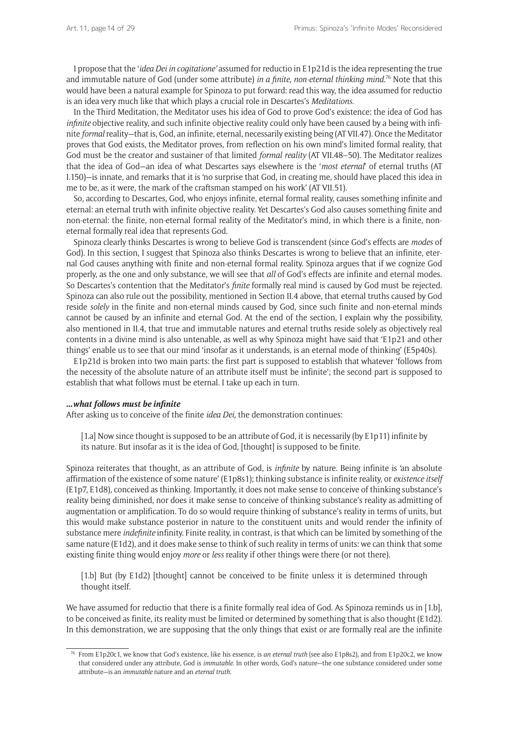I propose that the '*idea Dei in cogitatione'* assumed for reductio in E1p21d is the idea representing the true and immutable nature of God (under some attribute) *in a finite, non-eternal thinking mind*.[76] Note that this would have been a natural example for Spinoza to put forward: read this way, the idea assumed for reductio is an idea very much like that which plays a crucial role in Descartes's *Meditations*.

In the Third Meditation, the Meditator uses his idea of God to prove God's existence: the idea of God has *infinite* objective reality, and such infinite objective reality could only have been caused by a being with infinite *formal* reality—that is, God, an infinite, eternal, necessarily existing being (AT VII.47). Once the Meditator proves that God exists, the Meditator proves, from reflection on his own mind's limited formal reality, that God must be the creator and sustainer of that limited *formal reality* (AT VII.48–50). The Meditator realizes that the idea of God—an idea of what Descartes says elsewhere is the '*most eternal*' of eternal truths (AT I.150)—is innate, and remarks that it is 'no surprise that God, in creating me, should have placed this idea in me to be, as it were, the mark of the craftsman stamped on his work' (AT VII.51).

So, according to Descartes, God, who enjoys infinite, eternal formal reality, causes something infinite and eternal: an eternal truth with infinite objective reality. Yet Descartes's God also causes something finite and non-eternal: the finite, non-eternal formal reality of the Meditator's mind, in which there is a finite, non-eternal formally real idea that represents God.

Spinoza clearly thinks Descartes is wrong to believe God is transcendent (since God's effects are *modes* of God). In this section, I suggest that Spinoza also thinks Descartes is wrong to believe that an infinite, eternal God causes anything with finite and non-eternal formal reality. Spinoza argues that if we cognize God properly, as the one and only substance, we will see that *all* of God's effects are infinite and eternal modes. So Descartes's contention that the Meditator's *finite* formally real mind is caused by God must be rejected. Spinoza can also rule out the possibility, mentioned in Section II.4 above, that eternal truths caused by God reside *solely* in the finite and non-eternal minds caused by God, since such finite and non-eternal minds cannot be caused by an infinite and eternal God. At the end of the section, I explain why the possibility, also mentioned in II.4, that true and immutable natures and eternal truths reside solely as objectively real contents in a divine mind is also untenable, as well as why Spinoza might have said that 'E1p21 and other things' enable us to see that our mind 'insofar as it understands, is an eternal mode of thinking' (E5p40s).

E1p21d is broken into two main parts: the first part is supposed to establish that whatever 'follows from the necessity of the absolute nature of an attribute itself must be infinite'; the second part is supposed to establish that what follows must be eternal. I take up each in turn.

#### *...what follows must be infinite*

After asking us to conceive of the finite *idea Dei,* the demonstration continues:

> [1.a] Now since thought is supposed to be an attribute of God, it is necessarily (by E1p11) infinite by its nature. But insofar as it is the idea of God, [thought] is supposed to be finite.

Spinoza reiterates that thought, as an attribute of God, is *infinite* by nature. Being infinite is 'an absolute affirmation of the existence of some nature' (E1p8s1); thinking substance is infinite reality, or *existence itself* (E1p7, E1d8), conceived as thinking. Importantly, it does not make sense to conceive of thinking substance's reality being diminished, nor does it make sense to conceive of thinking substance's reality as admitting of augmentation or amplification. To do so would require thinking of substance's reality in terms of units, but this would make substance posterior in nature to the constituent units and would render the infinity of substance mere *indefinite* infinity. Finite reality, in contrast, is that which can be limited by something of the same nature (E1d2), and it does make sense to think of such reality in terms of units: we can think that some existing finite thing would enjoy *more* or *less* reality if other things were there (or not there).

> [1.b] But (by E1d2) [thought] cannot be conceived to be finite unless it is determined through thought itself.

We have assumed for reductio that there is a finite formally real idea of God. As Spinoza reminds us in [1.b], to be conceived as finite, its reality must be limited or determined by something that is also thought (E1d2). In this demonstration, we are supposing that the only things that exist or are formally real are the infinite

---

[76] From E1p20c1, we know that God's existence, like his essence, is *an eternal truth* (see also E1p8s2), and from E1p20c2, we know that considered under any attribute, God is *immutable*. In other words, God's nature—the one substance considered under some attribute—is an *immutable* nature and an *eternal truth*.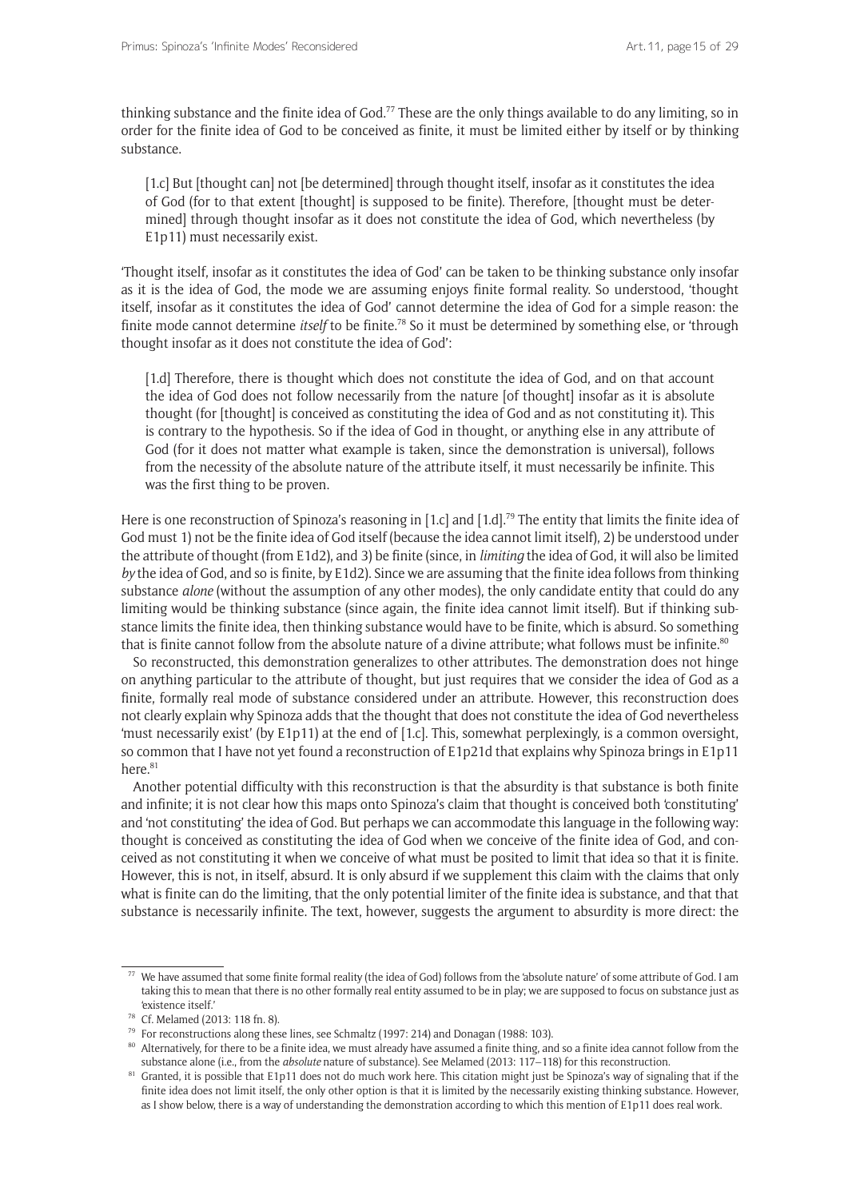thinking substance and the finite idea of God.[77] These are the only things available to do any limiting, so in order for the finite idea of God to be conceived as finite, it must be limited either by itself or by thinking substance.

> [1.c] But [thought can] not [be determined] through thought itself, insofar as it constitutes the idea of God (for to that extent [thought] is supposed to be finite). Therefore, [thought must be determined] through thought insofar as it does not constitute the idea of God, which nevertheless (by E1p11) must necessarily exist.

'Thought itself, insofar as it constitutes the idea of God' can be taken to be thinking substance only insofar as it is the idea of God, the mode we are assuming enjoys finite formal reality. So understood, 'thought itself, insofar as it constitutes the idea of God' cannot determine the idea of God for a simple reason: the finite mode cannot determine *itself* to be finite.[78] So it must be determined by something else, or 'through thought insofar as it does not constitute the idea of God':

> [1.d] Therefore, there is thought which does not constitute the idea of God, and on that account the idea of God does not follow necessarily from the nature [of thought] insofar as it is absolute thought (for [thought] is conceived as constituting the idea of God and as not constituting it). This is contrary to the hypothesis. So if the idea of God in thought, or anything else in any attribute of God (for it does not matter what example is taken, since the demonstration is universal), follows from the necessity of the absolute nature of the attribute itself, it must necessarily be infinite. This was the first thing to be proven.

Here is one reconstruction of Spinoza's reasoning in [1.c] and [1.d].[79] The entity that limits the finite idea of God must 1) not be the finite idea of God itself (because the idea cannot limit itself), 2) be understood under the attribute of thought (from E1d2), and 3) be finite (since, in *limiting* the idea of God, it will also be limited *by* the idea of God, and so is finite, by E1d2). Since we are assuming that the finite idea follows from thinking substance *alone* (without the assumption of any other modes), the only candidate entity that could do any limiting would be thinking substance (since again, the finite idea cannot limit itself). But if thinking substance limits the finite idea, then thinking substance would have to be finite, which is absurd. So something that is finite cannot follow from the absolute nature of a divine attribute; what follows must be infinite.[80]

So reconstructed, this demonstration generalizes to other attributes. The demonstration does not hinge on anything particular to the attribute of thought, but just requires that we consider the idea of God as a finite, formally real mode of substance considered under an attribute. However, this reconstruction does not clearly explain why Spinoza adds that the thought that does not constitute the idea of God nevertheless 'must necessarily exist' (by E1p11) at the end of [1.c]. This, somewhat perplexingly, is a common oversight, so common that I have not yet found a reconstruction of E1p21d that explains why Spinoza brings in E1p11 here.[81]

Another potential difficulty with this reconstruction is that the absurdity is that substance is both finite and infinite; it is not clear how this maps onto Spinoza's claim that thought is conceived both 'constituting' and 'not constituting' the idea of God. But perhaps we can accommodate this language in the following way: thought is conceived as constituting the idea of God when we conceive of the finite idea of God, and conceived as not constituting it when we conceive of what must be posited to limit that idea so that it is finite. However, this is not, in itself, absurd. It is only absurd if we supplement this claim with the claims that only what is finite can do the limiting, that the only potential limiter of the finite idea is substance, and that that substance is necessarily infinite. The text, however, suggests the argument to absurdity is more direct: the

---

[77] We have assumed that some finite formal reality (the idea of God) follows from the 'absolute nature' of some attribute of God. I am taking this to mean that there is no other formally real entity assumed to be in play; we are supposed to focus on substance just as 'existence itself.'

[78] Cf. Melamed (2013: 118 fn. 8).

[79] For reconstructions along these lines, see Schmaltz (1997: 214) and Donagan (1988: 103).

[80] Alternatively, for there to be a finite idea, we must already have assumed a finite thing, and so a finite idea cannot follow from the substance alone (i.e., from the *absolute* nature of substance). See Melamed (2013: 117–118) for this reconstruction.

[81] Granted, it is possible that E1p11 does not do much work here. This citation might just be Spinoza's way of signaling that if the finite idea does not limit itself, the only other option is that it is limited by the necessarily existing thinking substance. However, as I show below, there is a way of understanding the demonstration according to which this mention of E1p11 does real work.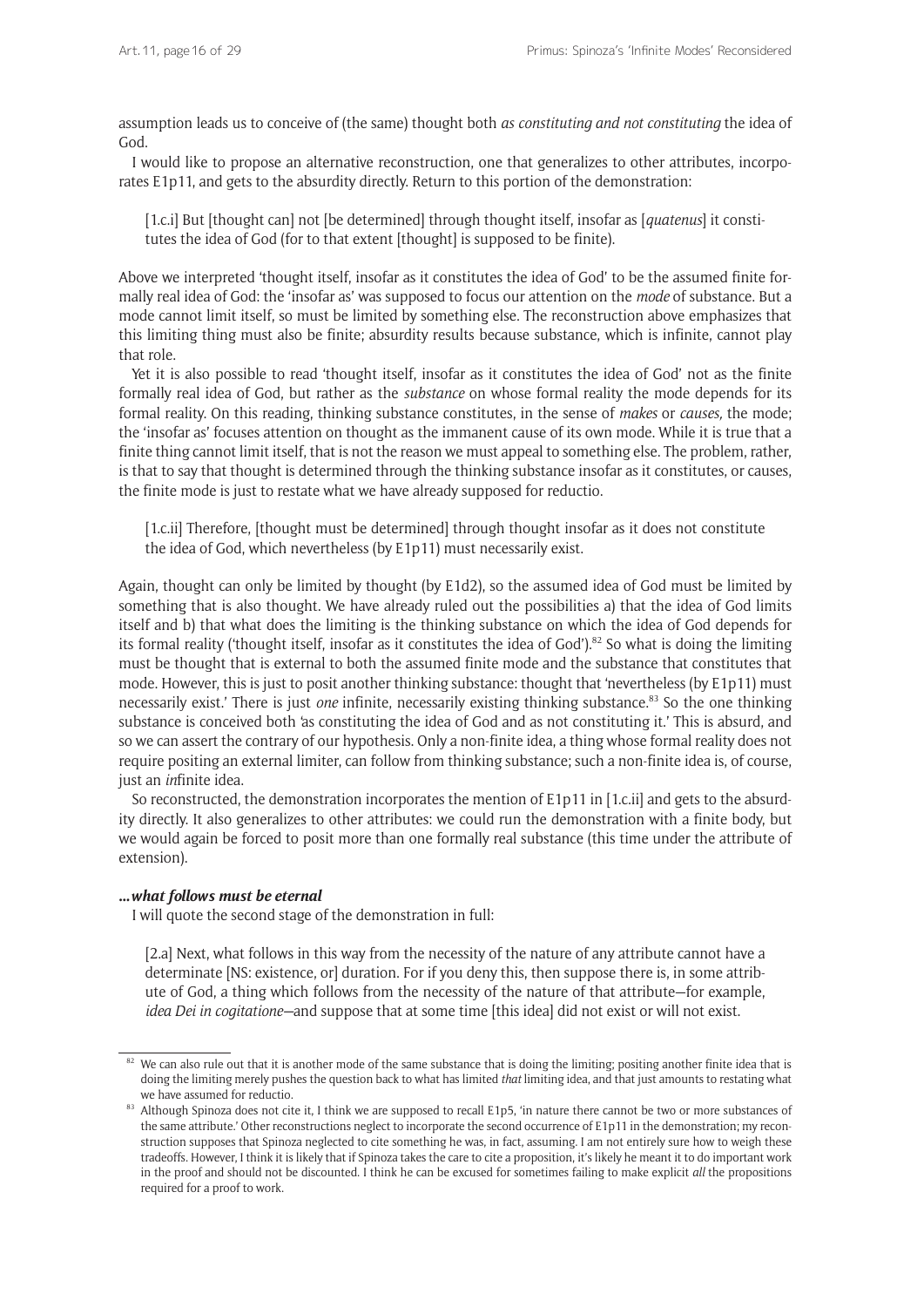assumption leads us to conceive of (the same) thought both *as constituting and not constituting* the idea of God.

I would like to propose an alternative reconstruction, one that generalizes to other attributes, incorporates E1p11, and gets to the absurdity directly. Return to this portion of the demonstration:

> [1.c.i] But [thought can] not [be determined] through thought itself, insofar as [*quatenus*] it constitutes the idea of God (for to that extent [thought] is supposed to be finite).

Above we interpreted 'thought itself, insofar as it constitutes the idea of God' to be the assumed finite formally real idea of God: the 'insofar as' was supposed to focus our attention on the *mode* of substance. But a mode cannot limit itself, so must be limited by something else. The reconstruction above emphasizes that this limiting thing must also be finite; absurdity results because substance, which is infinite, cannot play that role.

Yet it is also possible to read 'thought itself, insofar as it constitutes the idea of God' not as the finite formally real idea of God, but rather as the *substance* on whose formal reality the mode depends for its formal reality. On this reading, thinking substance constitutes, in the sense of *makes* or *causes,* the mode; the 'insofar as' focuses attention on thought as the immanent cause of its own mode. While it is true that a finite thing cannot limit itself, that is not the reason we must appeal to something else. The problem, rather, is that to say that thought is determined through the thinking substance insofar as it constitutes, or causes, the finite mode is just to restate what we have already supposed for reductio.

> [1.c.ii] Therefore, [thought must be determined] through thought insofar as it does not constitute the idea of God, which nevertheless (by E1p11) must necessarily exist.

Again, thought can only be limited by thought (by E1d2), so the assumed idea of God must be limited by something that is also thought. We have already ruled out the possibilities a) that the idea of God limits itself and b) that what does the limiting is the thinking substance on which the idea of God depends for its formal reality ('thought itself, insofar as it constitutes the idea of God').[82] So what is doing the limiting must be thought that is external to both the assumed finite mode and the substance that constitutes that mode. However, this is just to posit another thinking substance: thought that 'nevertheless (by E1p11) must necessarily exist.' There is just *one* infinite, necessarily existing thinking substance.[83] So the one thinking substance is conceived both 'as constituting the idea of God and as not constituting it.' This is absurd, and so we can assert the contrary of our hypothesis. Only a non-finite idea, a thing whose formal reality does not require positing an external limiter, can follow from thinking substance; such a non-finite idea is, of course, just an *in*finite idea.

So reconstructed, the demonstration incorporates the mention of E1p11 in [1.c.ii] and gets to the absurdity directly. It also generalizes to other attributes: we could run the demonstration with a finite body, but we would again be forced to posit more than one formally real substance (this time under the attribute of extension).

#### *...what follows must be eternal*

I will quote the second stage of the demonstration in full:

> [2.a] Next, what follows in this way from the necessity of the nature of any attribute cannot have a determinate [NS: existence, or] duration. For if you deny this, then suppose there is, in some attribute of God, a thing which follows from the necessity of the nature of that attribute—for example, *idea Dei in cogitatione*—and suppose that at some time [this idea] did not exist or will not exist.

---

[82] We can also rule out that it is another mode of the same substance that is doing the limiting; positing another finite idea that is doing the limiting merely pushes the question back to what has limited *that* limiting idea, and that just amounts to restating what we have assumed for reductio.

[83] Although Spinoza does not cite it, I think we are supposed to recall E1p5, 'in nature there cannot be two or more substances of the same attribute.' Other reconstructions neglect to incorporate the second occurrence of E1p11 in the demonstration; my reconstruction supposes that Spinoza neglected to cite something he was, in fact, assuming. I am not entirely sure how to weigh these tradeoffs. However, I think it is likely that if Spinoza takes the care to cite a proposition, it's likely he meant it to do important work in the proof and should not be discounted. I think he can be excused for sometimes failing to make explicit *all* the propositions required for a proof to work.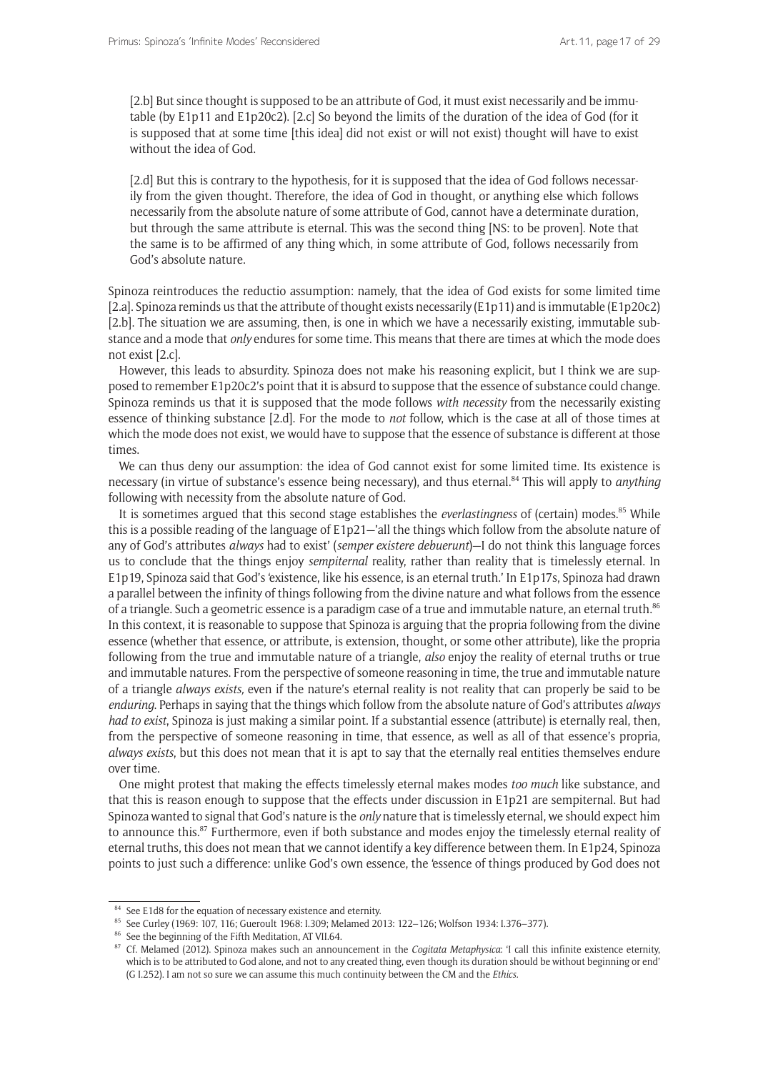> [2.b] But since thought is supposed to be an attribute of God, it must exist necessarily and be immutable (by E1p11 and E1p20c2). [2.c] So beyond the limits of the duration of the idea of God (for it is supposed that at some time [this idea] did not exist or will not exist) thought will have to exist without the idea of God.
>
> [2.d] But this is contrary to the hypothesis, for it is supposed that the idea of God follows necessarily from the given thought. Therefore, the idea of God in thought, or anything else which follows necessarily from the absolute nature of some attribute of God, cannot have a determinate duration, but through the same attribute is eternal. This was the second thing [NS: to be proven]. Note that the same is to be affirmed of any thing which, in some attribute of God, follows necessarily from God's absolute nature.

Spinoza reintroduces the reductio assumption: namely, that the idea of God exists for some limited time [2.a]. Spinoza reminds us that the attribute of thought exists necessarily (E1p11) and is immutable (E1p20c2) [2.b]. The situation we are assuming, then, is one in which we have a necessarily existing, immutable substance and a mode that *only* endures for some time. This means that there are times at which the mode does not exist [2.c].

However, this leads to absurdity. Spinoza does not make his reasoning explicit, but I think we are supposed to remember E1p20c2's point that it is absurd to suppose that the essence of substance could change. Spinoza reminds us that it is supposed that the mode follows *with necessity* from the necessarily existing essence of thinking substance [2.d]. For the mode to *not* follow, which is the case at all of those times at which the mode does not exist, we would have to suppose that the essence of substance is different at those times.

We can thus deny our assumption: the idea of God cannot exist for some limited time. Its existence is necessary (in virtue of substance's essence being necessary), and thus eternal.[84] This will apply to *anything* following with necessity from the absolute nature of God.

It is sometimes argued that this second stage establishes the *everlastingness* of (certain) modes.[85] While this is a possible reading of the language of E1p21—'all the things which follow from the absolute nature of any of God's attributes *always* had to exist' (*semper existere debuerunt*)—I do not think this language forces us to conclude that the things enjoy *sempiternal* reality, rather than reality that is timelessly eternal. In E1p19, Spinoza said that God's 'existence, like his essence, is an eternal truth.' In E1p17s, Spinoza had drawn a parallel between the infinity of things following from the divine nature and what follows from the essence of a triangle. Such a geometric essence is a paradigm case of a true and immutable nature, an eternal truth.[86] In this context, it is reasonable to suppose that Spinoza is arguing that the propria following from the divine essence (whether that essence, or attribute, is extension, thought, or some other attribute), like the propria following from the true and immutable nature of a triangle, *also* enjoy the reality of eternal truths or true and immutable natures. From the perspective of someone reasoning in time, the true and immutable nature of a triangle *always exists,* even if the nature's eternal reality is not reality that can properly be said to be *enduring*. Perhaps in saying that the things which follow from the absolute nature of God's attributes *always had to exist*, Spinoza is just making a similar point. If a substantial essence (attribute) is eternally real, then, from the perspective of someone reasoning in time, that essence, as well as all of that essence's propria, *always exists*, but this does not mean that it is apt to say that the eternally real entities themselves endure over time.

One might protest that making the effects timelessly eternal makes modes *too much* like substance, and that this is reason enough to suppose that the effects under discussion in E1p21 are sempiternal. But had Spinoza wanted to signal that God's nature is the *only* nature that is timelessly eternal, we should expect him to announce this.[87] Furthermore, even if both substance and modes enjoy the timelessly eternal reality of eternal truths, this does not mean that we cannot identify a key difference between them. In E1p24, Spinoza points to just such a difference: unlike God's own essence, the 'essence of things produced by God does not

---

[84] See E1d8 for the equation of necessary existence and eternity.

[85] See Curley (1969: 107, 116; Gueroult 1968: I.309; Melamed 2013: 122–126; Wolfson 1934: I.376–377).

[86] See the beginning of the Fifth Meditation, AT VII.64.

[87] Cf. Melamed (2012). Spinoza makes such an announcement in the *Cogitata Metaphysica*: 'I call this infinite existence eternity, which is to be attributed to God alone, and not to any created thing, even though its duration should be without beginning or end' (G I.252). I am not so sure we can assume this much continuity between the CM and the *Ethics*.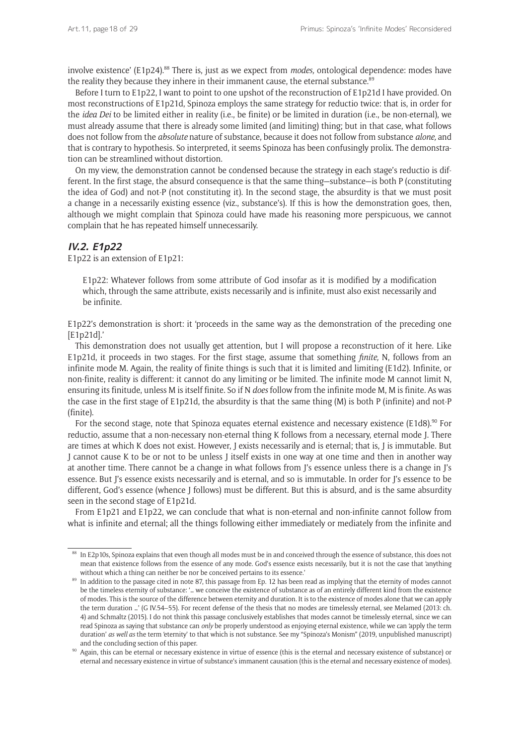involve existence' (E1p24).[88] There is, just as we expect from *modes,* ontological dependence: modes have the reality they because they inhere in their immanent cause, the eternal substance.[89]

Before I turn to E1p22, I want to point to one upshot of the reconstruction of E1p21d I have provided. On most reconstructions of E1p21d, Spinoza employs the same strategy for reductio twice: that is, in order for the *idea Dei* to be limited either in reality (i.e., be finite) or be limited in duration (i.e., be non-eternal), we must already assume that there is already some limited (and limiting) thing; but in that case, what follows does not follow from the *absolute* nature of substance, because it does not follow from substance *alone,* and that is contrary to hypothesis. So interpreted, it seems Spinoza has been confusingly prolix. The demonstration can be streamlined without distortion.

On my view, the demonstration cannot be condensed because the strategy in each stage's reductio is different. In the first stage, the absurd consequence is that the same thing—substance—is both P (constituting the idea of God) and not-P (not constituting it). In the second stage, the absurdity is that we must posit a change in a necessarily existing essence (viz., substance's). If this is how the demonstration goes, then, although we might complain that Spinoza could have made his reasoning more perspicuous, we cannot complain that he has repeated himself unnecessarily.

### *IV.2. E1p22*

E1p22 is an extension of E1p21:

> E1p22: Whatever follows from some attribute of God insofar as it is modified by a modification which, through the same attribute, exists necessarily and is infinite, must also exist necessarily and be infinite.

E1p22's demonstration is short: it 'proceeds in the same way as the demonstration of the preceding one [E1p21d].'

This demonstration does not usually get attention, but I will propose a reconstruction of it here. Like E1p21d, it proceeds in two stages. For the first stage, assume that something *finite,* N, follows from an infinite mode M. Again, the reality of finite things is such that it is limited and limiting (E1d2). Infinite, or non-finite, reality is different: it cannot do any limiting or be limited. The infinite mode M cannot limit N, ensuring its finitude, unless M is itself finite. So if N *does* follow from the infinite mode M, M is finite. As was the case in the first stage of E1p21d, the absurdity is that the same thing (M) is both P (infinite) and not-P (finite).

For the second stage, note that Spinoza equates eternal existence and necessary existence (E1d8).[90] For reductio, assume that a non-necessary non-eternal thing K follows from a necessary, eternal mode J. There are times at which K does not exist. However, J exists necessarily and is eternal; that is, J is immutable. But J cannot cause K to be or not to be unless J itself exists in one way at one time and then in another way at another time. There cannot be a change in what follows from J's essence unless there is a change in J's essence. But J's essence exists necessarily and is eternal, and so is immutable. In order for J's essence to be different, God's essence (whence J follows) must be different. But this is absurd, and is the same absurdity seen in the second stage of E1p21d.

From E1p21 and E1p22, we can conclude that what is non-eternal and non-infinite cannot follow from what is infinite and eternal; all the things following either immediately or mediately from the infinite and

---

[88] In E2p10s, Spinoza explains that even though all modes must be in and conceived through the essence of substance, this does not mean that existence follows from the essence of any mode. God's essence exists necessarily, but it is not the case that 'anything without which a thing can neither be nor be conceived pertains to its essence.'

[89] In addition to the passage cited in note 87, this passage from Ep. 12 has been read as implying that the eternity of modes cannot be the timeless eternity of substance: '… we conceive the existence of substance as of an entirely different kind from the existence of modes. This is the source of the difference between eternity and duration. It is to the existence of modes alone that we can apply the term duration …' (G IV.54–55). For recent defense of the thesis that no modes are timelessly eternal, see Melamed (2013: ch. 4) and Schmaltz (2015). I do not think this passage conclusively establishes that modes cannot be timelessly eternal, since we can read Spinoza as saying that substance can *only* be properly understood as enjoying eternal existence, while we can 'apply the term duration' *as well as* the term 'eternity' to that which is not substance. See my "Spinoza's Monism" (2019, unpublished manuscript) and the concluding section of this paper.

[90] Again, this can be eternal or necessary existence in virtue of essence (this is the eternal and necessary existence of substance) or eternal and necessary existence in virtue of substance's immanent causation (this is the eternal and necessary existence of modes).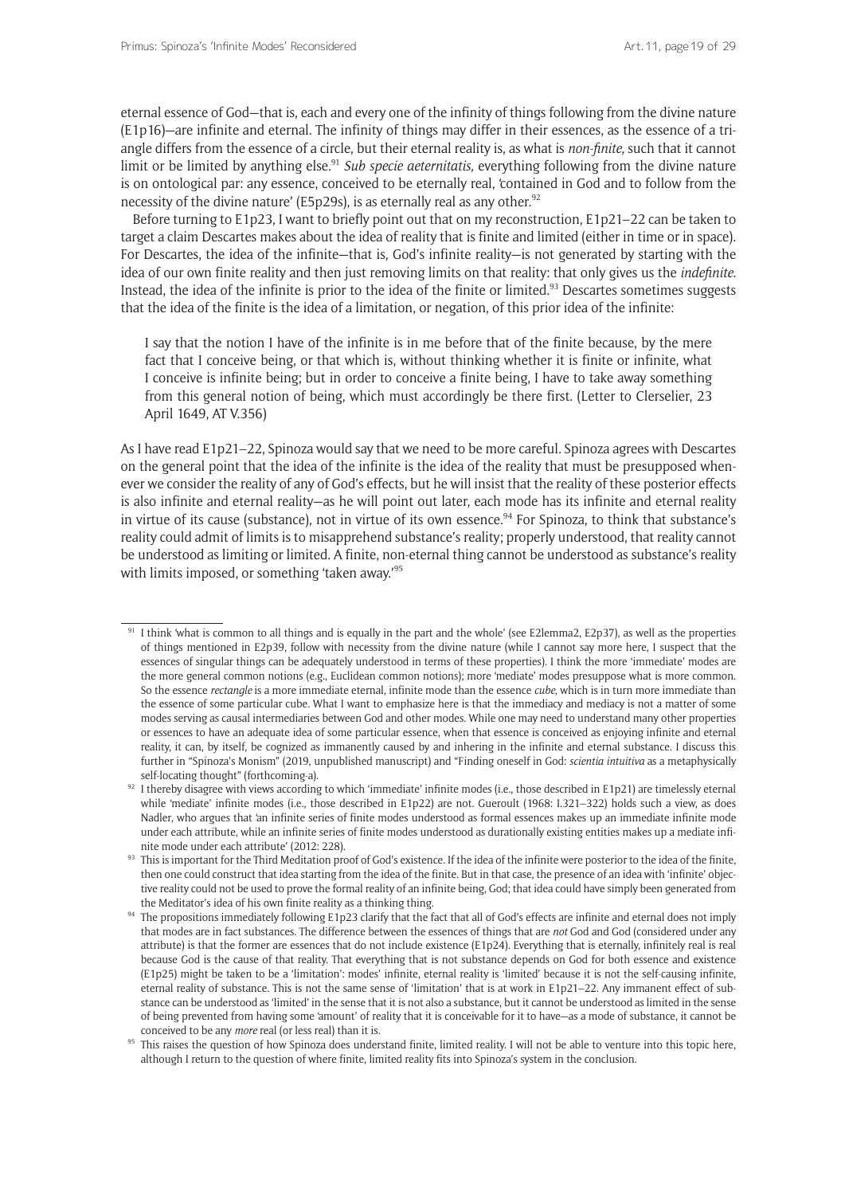eternal essence of God—that is, each and every one of the infinity of things following from the divine nature (E1p16)—are infinite and eternal. The infinity of things may differ in their essences, as the essence of a triangle differs from the essence of a circle, but their eternal reality is, as what is *non-finite,* such that it cannot limit or be limited by anything else.[91] *Sub specie aeternitatis,* everything following from the divine nature is on ontological par: any essence, conceived to be eternally real, 'contained in God and to follow from the necessity of the divine nature' (E5p29s), is as eternally real as any other.[92]

Before turning to E1p23, I want to briefly point out that on my reconstruction, E1p21–22 can be taken to target a claim Descartes makes about the idea of reality that is finite and limited (either in time or in space). For Descartes, the idea of the infinite—that is, God's infinite reality—is not generated by starting with the idea of our own finite reality and then just removing limits on that reality: that only gives us the *indefinite.* Instead, the idea of the infinite is prior to the idea of the finite or limited.[93] Descartes sometimes suggests that the idea of the finite is the idea of a limitation, or negation, of this prior idea of the infinite:

> I say that the notion I have of the infinite is in me before that of the finite because, by the mere fact that I conceive being, or that which is, without thinking whether it is finite or infinite, what I conceive is infinite being; but in order to conceive a finite being, I have to take away something from this general notion of being, which must accordingly be there first. (Letter to Clerselier, 23 April 1649, AT V.356)

As I have read E1p21–22, Spinoza would say that we need to be more careful. Spinoza agrees with Descartes on the general point that the idea of the infinite is the idea of the reality that must be presupposed whenever we consider the reality of any of God's effects, but he will insist that the reality of these posterior effects is also infinite and eternal reality—as he will point out later, each mode has its infinite and eternal reality in virtue of its cause (substance), not in virtue of its own essence.[94] For Spinoza, to think that substance's reality could admit of limits is to misapprehend substance's reality; properly understood, that reality cannot be understood as limiting or limited. A finite, non-eternal thing cannot be understood as substance's reality with limits imposed, or something 'taken away.'[95]

---

[91] I think 'what is common to all things and is equally in the part and the whole' (see E2lemma2, E2p37), as well as the properties of things mentioned in E2p39, follow with necessity from the divine nature (while I cannot say more here, I suspect that the essences of singular things can be adequately understood in terms of these properties). I think the more 'immediate' modes are the more general common notions (e.g., Euclidean common notions); more 'mediate' modes presuppose what is more common. So the essence *rectangle* is a more immediate eternal, infinite mode than the essence *cube,* which is in turn more immediate than the essence of some particular cube. What I want to emphasize here is that the immediacy and mediacy is not a matter of some modes serving as causal intermediaries between God and other modes. While one may need to understand many other properties or essences to have an adequate idea of some particular essence, when that essence is conceived as enjoying infinite and eternal reality, it can, by itself, be cognized as immanently caused by and inhering in the infinite and eternal substance. I discuss this further in "Spinoza's Monism" (2019, unpublished manuscript) and "Finding oneself in God: *scientia intuitiva* as a metaphysically self-locating thought" (forthcoming-a).

[92] I thereby disagree with views according to which 'immediate' infinite modes (i.e., those described in E1p21) are timelessly eternal while 'mediate' infinite modes (i.e., those described in E1p22) are not. Gueroult (1968: I.321–322) holds such a view, as does Nadler, who argues that 'an infinite series of finite modes understood as formal essences makes up an immediate infinite mode under each attribute, while an infinite series of finite modes understood as durationally existing entities makes up a mediate infinite mode under each attribute' (2012: 228).

[93] This is important for the Third Meditation proof of God's existence. If the idea of the infinite were posterior to the idea of the finite, then one could construct that idea starting from the idea of the finite. But in that case, the presence of an idea with 'infinite' objective reality could not be used to prove the formal reality of an infinite being, God; that idea could have simply been generated from the Meditator's idea of his own finite reality as a thinking thing.

[94] The propositions immediately following E1p23 clarify that the fact that all of God's effects are infinite and eternal does not imply that modes are in fact substances. The difference between the essences of things that are *not* God and God (considered under any attribute) is that the former are essences that do not include existence (E1p24). Everything that is eternally, infinitely real is real because God is the cause of that reality. That everything that is not substance depends on God for both essence and existence (E1p25) might be taken to be a 'limitation': modes' infinite, eternal reality is 'limited' because it is not the self-causing infinite, eternal reality of substance. This is not the same sense of 'limitation' that is at work in E1p21–22. Any immanent effect of substance can be understood as 'limited' in the sense that it is not also a substance, but it cannot be understood as limited in the sense of being prevented from having some 'amount' of reality that it is conceivable for it to have—as a mode of substance, it cannot be conceived to be any *more* real (or less real) than it is.

[95] This raises the question of how Spinoza does understand finite, limited reality. I will not be able to venture into this topic here, although I return to the question of where finite, limited reality fits into Spinoza's system in the conclusion.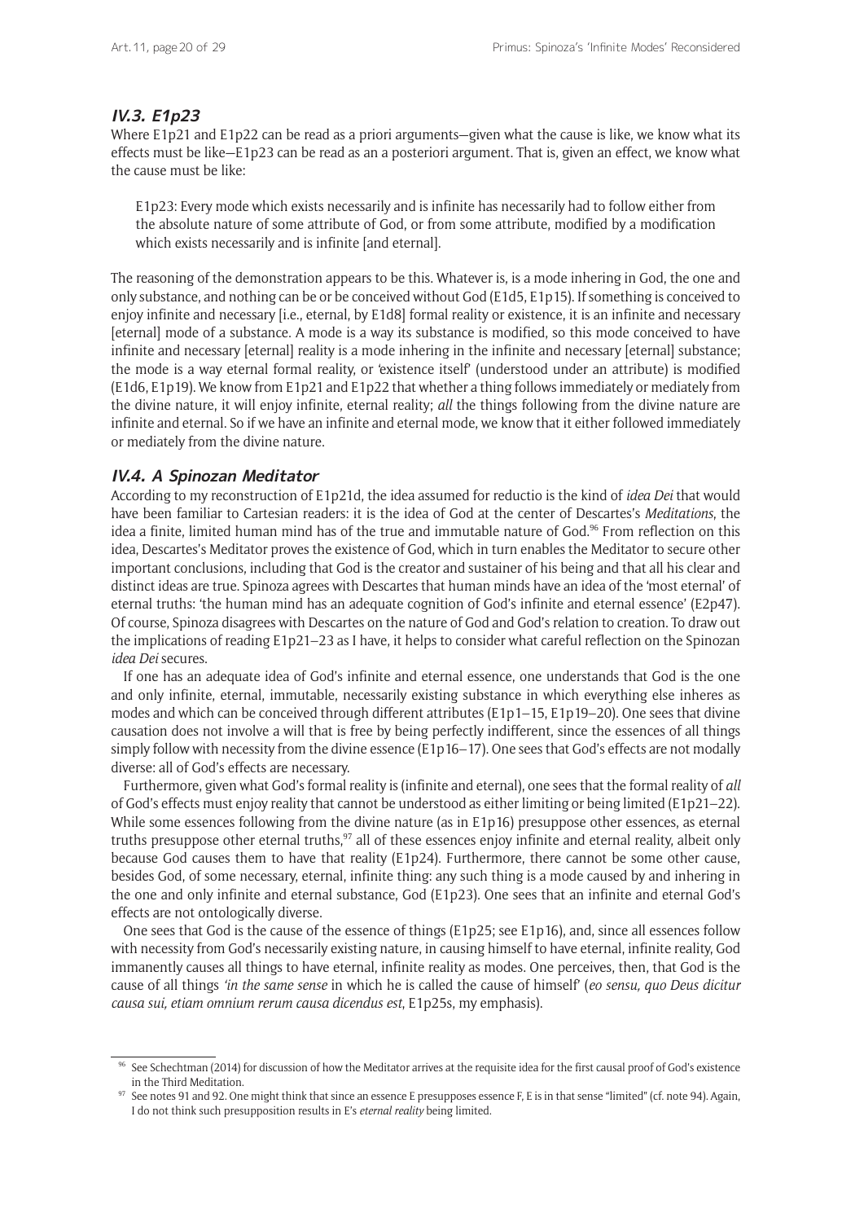### IV.3. E1p23

Where E1p21 and E1p22 can be read as a priori arguments—given what the cause is like, we know what its effects must be like—E1p23 can be read as an a posteriori argument. That is, given an effect, we know what the cause must be like:

> E1p23: Every mode which exists necessarily and is infinite has necessarily had to follow either from the absolute nature of some attribute of God, or from some attribute, modified by a modification which exists necessarily and is infinite [and eternal].

The reasoning of the demonstration appears to be this. Whatever is, is a mode inhering in God, the one and only substance, and nothing can be or be conceived without God (E1d5, E1p15). If something is conceived to enjoy infinite and necessary [i.e., eternal, by E1d8] formal reality or existence, it is an infinite and necessary [eternal] mode of a substance. A mode is a way its substance is modified, so this mode conceived to have infinite and necessary [eternal] reality is a mode inhering in the infinite and necessary [eternal] substance; the mode is a way eternal formal reality, or 'existence itself' (understood under an attribute) is modified (E1d6, E1p19). We know from E1p21 and E1p22 that whether a thing follows immediately or mediately from the divine nature, it will enjoy infinite, eternal reality; *all* the things following from the divine nature are infinite and eternal. So if we have an infinite and eternal mode, we know that it either followed immediately or mediately from the divine nature.

### IV.4. A Spinozan Meditator

According to my reconstruction of E1p21d, the idea assumed for reductio is the kind of *idea Dei* that would have been familiar to Cartesian readers: it is the idea of God at the center of Descartes's *Meditations*, the idea a finite, limited human mind has of the true and immutable nature of God.[96] From reflection on this idea, Descartes's Meditator proves the existence of God, which in turn enables the Meditator to secure other important conclusions, including that God is the creator and sustainer of his being and that all his clear and distinct ideas are true. Spinoza agrees with Descartes that human minds have an idea of the 'most eternal' of eternal truths: 'the human mind has an adequate cognition of God's infinite and eternal essence' (E2p47). Of course, Spinoza disagrees with Descartes on the nature of God and God's relation to creation. To draw out the implications of reading E1p21–23 as I have, it helps to consider what careful reflection on the Spinozan *idea Dei* secures.

If one has an adequate idea of God's infinite and eternal essence, one understands that God is the one and only infinite, eternal, immutable, necessarily existing substance in which everything else inheres as modes and which can be conceived through different attributes (E1p1–15, E1p19–20). One sees that divine causation does not involve a will that is free by being perfectly indifferent, since the essences of all things simply follow with necessity from the divine essence (E1p16–17). One sees that God's effects are not modally diverse: all of God's effects are necessary.

Furthermore, given what God's formal reality is (infinite and eternal), one sees that the formal reality of *all* of God's effects must enjoy reality that cannot be understood as either limiting or being limited (E1p21–22). While some essences following from the divine nature (as in E1p16) presuppose other essences, as eternal truths presuppose other eternal truths,[97] all of these essences enjoy infinite and eternal reality, albeit only because God causes them to have that reality (E1p24). Furthermore, there cannot be some other cause, besides God, of some necessary, eternal, infinite thing: any such thing is a mode caused by and inhering in the one and only infinite and eternal substance, God (E1p23). One sees that an infinite and eternal God's effects are not ontologically diverse.

One sees that God is the cause of the essence of things (E1p25; see E1p16), and, since all essences follow with necessity from God's necessarily existing nature, in causing himself to have eternal, infinite reality, God immanently causes all things to have eternal, infinite reality as modes. One perceives, then, that God is the cause of all things *'in the same sense* in which he is called the cause of himself' (*eo sensu, quo Deus dicitur causa sui, etiam omnium rerum causa dicendus est*, E1p25s, my emphasis).

---

[96] See Schechtman (2014) for discussion of how the Meditator arrives at the requisite idea for the first causal proof of God's existence in the Third Meditation.

[97] See notes 91 and 92. One might think that since an essence E presupposes essence F, E is in that sense "limited" (cf. note 94). Again, I do not think such presupposition results in E's *eternal reality* being limited.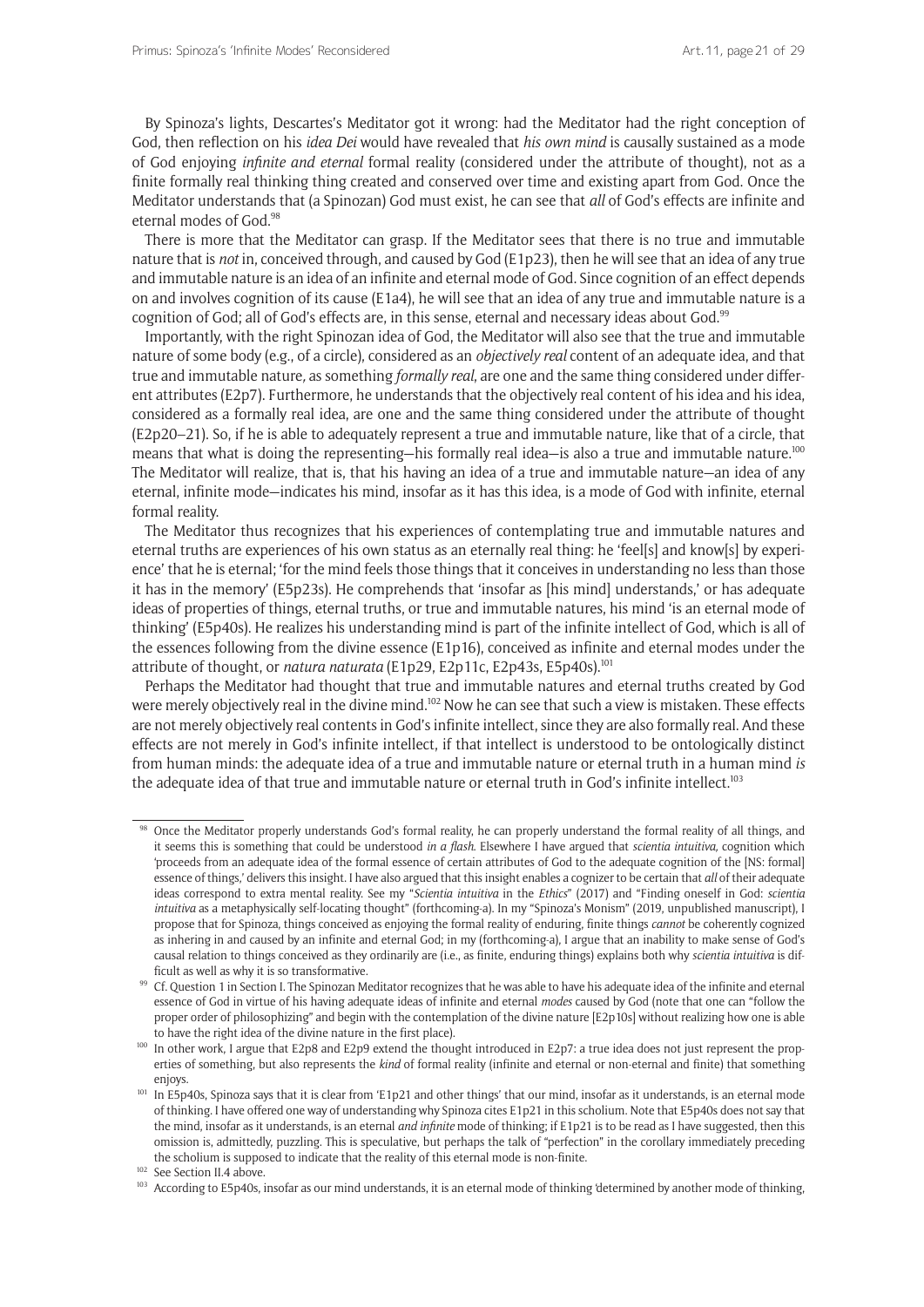By Spinoza's lights, Descartes's Meditator got it wrong: had the Meditator had the right conception of God, then reflection on his *idea Dei* would have revealed that *his own mind* is causally sustained as a mode of God enjoying *infinite and eternal* formal reality (considered under the attribute of thought), not as a finite formally real thinking thing created and conserved over time and existing apart from God. Once the Meditator understands that (a Spinozan) God must exist, he can see that *all* of God's effects are infinite and eternal modes of God.[98]

There is more that the Meditator can grasp. If the Meditator sees that there is no true and immutable nature that is *not* in, conceived through, and caused by God (E1p23), then he will see that an idea of any true and immutable nature is an idea of an infinite and eternal mode of God. Since cognition of an effect depends on and involves cognition of its cause (E1a4), he will see that an idea of any true and immutable nature is a cognition of God; all of God's effects are, in this sense, eternal and necessary ideas about God.[99]

Importantly, with the right Spinozan idea of God, the Meditator will also see that the true and immutable nature of some body (e.g., of a circle), considered as an *objectively real* content of an adequate idea, and that true and immutable nature, as something *formally real*, are one and the same thing considered under different attributes (E2p7). Furthermore, he understands that the objectively real content of his idea and his idea, considered as a formally real idea, are one and the same thing considered under the attribute of thought (E2p20–21). So, if he is able to adequately represent a true and immutable nature, like that of a circle, that means that what is doing the representing—his formally real idea—is also a true and immutable nature.[100] The Meditator will realize, that is, that his having an idea of a true and immutable nature—an idea of any eternal, infinite mode—indicates his mind, insofar as it has this idea, is a mode of God with infinite, eternal formal reality.

The Meditator thus recognizes that his experiences of contemplating true and immutable natures and eternal truths are experiences of his own status as an eternally real thing: he 'feel[s] and know[s] by experience' that he is eternal; 'for the mind feels those things that it conceives in understanding no less than those it has in the memory' (E5p23s). He comprehends that 'insofar as [his mind] understands,' or has adequate ideas of properties of things, eternal truths, or true and immutable natures, his mind 'is an eternal mode of thinking' (E5p40s). He realizes his understanding mind is part of the infinite intellect of God, which is all of the essences following from the divine essence (E1p16), conceived as infinite and eternal modes under the attribute of thought, or *natura naturata* (E1p29, E2p11c, E2p43s, E5p40s).[101]

Perhaps the Meditator had thought that true and immutable natures and eternal truths created by God were merely objectively real in the divine mind.[102] Now he can see that such a view is mistaken. These effects are not merely objectively real contents in God's infinite intellect, since they are also formally real. And these effects are not merely in God's infinite intellect, if that intellect is understood to be ontologically distinct from human minds: the adequate idea of a true and immutable nature or eternal truth in a human mind *is* the adequate idea of that true and immutable nature or eternal truth in God's infinite intellect.[103]

---

[98] Once the Meditator properly understands God's formal reality, he can properly understand the formal reality of all things, and it seems this is something that could be understood *in a flash*. Elsewhere I have argued that *scientia intuitiva*, cognition which 'proceeds from an adequate idea of the formal essence of certain attributes of God to the adequate cognition of the [NS: formal] essence of things,' delivers this insight. I have also argued that this insight enables a cognizer to be certain that *all* of their adequate ideas correspond to extra mental reality. See my "*Scientia intuitiva* in the *Ethics*" (2017) and "Finding oneself in God: *scientia intuitiva* as a metaphysically self-locating thought" (forthcoming-a). In my "Spinoza's Monism" (2019, unpublished manuscript), I propose that for Spinoza, things conceived as enjoying the formal reality of enduring, finite things *cannot* be coherently cognized as inhering in and caused by an infinite and eternal God; in my (forthcoming-a), I argue that an inability to make sense of God's causal relation to things conceived as they ordinarily are (i.e., as finite, enduring things) explains both why *scientia intuitiva* is difficult as well as why it is so transformative.

[99] Cf. Question 1 in Section I. The Spinozan Meditator recognizes that he was able to have his adequate idea of the infinite and eternal essence of God in virtue of his having adequate ideas of infinite and eternal *modes* caused by God (note that one can "follow the proper order of philosophizing" and begin with the contemplation of the divine nature [E2p10s] without realizing how one is able to have the right idea of the divine nature in the first place).

[100] In other work, I argue that E2p8 and E2p9 extend the thought introduced in E2p7: a true idea does not just represent the properties of something, but also represents the *kind* of formal reality (infinite and eternal or non-eternal and finite) that something enjoys.

[101] In E5p40s, Spinoza says that it is clear from 'E1p21 and other things' that our mind, insofar as it understands, is an eternal mode of thinking. I have offered one way of understanding why Spinoza cites E1p21 in this scholium. Note that E5p40s does not say that the mind, insofar as it understands, is an eternal *and infinite* mode of thinking; if E1p21 is to be read as I have suggested, then this omission is, admittedly, puzzling. This is speculative, but perhaps the talk of "perfection" in the corollary immediately preceding the scholium is supposed to indicate that the reality of this eternal mode is non-finite.

[102] See Section II.4 above.

[103] According to E5p40s, insofar as our mind understands, it is an eternal mode of thinking 'determined by another mode of thinking,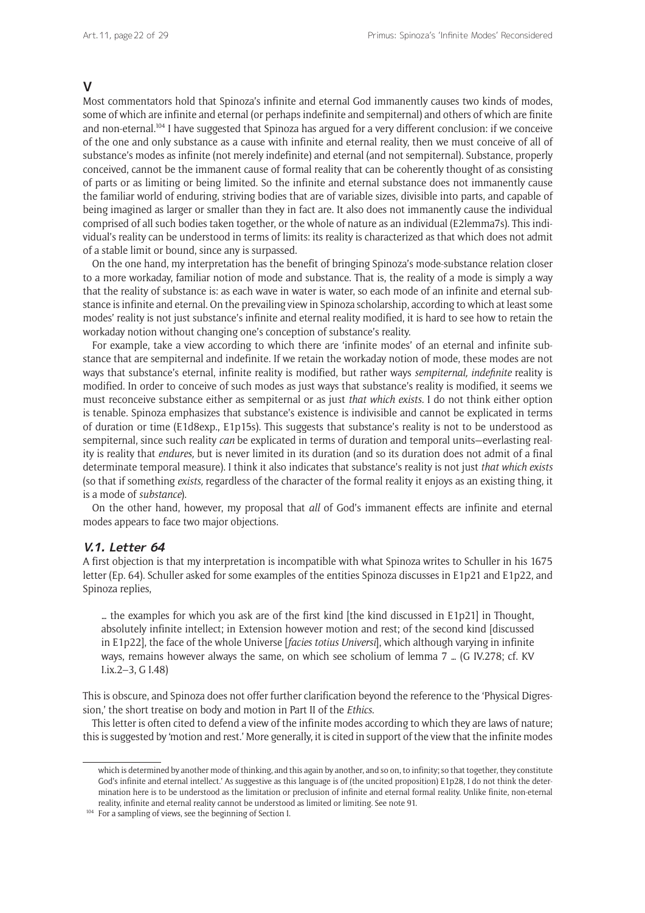## V

Most commentators hold that Spinoza's infinite and eternal God immanently causes two kinds of modes, some of which are infinite and eternal (or perhaps indefinite and sempiternal) and others of which are finite and non-eternal.[104] I have suggested that Spinoza has argued for a very different conclusion: if we conceive of the one and only substance as a cause with infinite and eternal reality, then we must conceive of all of substance's modes as infinite (not merely indefinite) and eternal (and not sempiternal). Substance, properly conceived, cannot be the immanent cause of formal reality that can be coherently thought of as consisting of parts or as limiting or being limited. So the infinite and eternal substance does not immanently cause the familiar world of enduring, striving bodies that are of variable sizes, divisible into parts, and capable of being imagined as larger or smaller than they in fact are. It also does not immanently cause the individual comprised of all such bodies taken together, or the whole of nature as an individual (E2lemma7s). This individual's reality can be understood in terms of limits: its reality is characterized as that which does not admit of a stable limit or bound, since any is surpassed.

On the one hand, my interpretation has the benefit of bringing Spinoza's mode-substance relation closer to a more workaday, familiar notion of mode and substance. That is, the reality of a mode is simply a way that the reality of substance is: as each wave in water is water, so each mode of an infinite and eternal substance is infinite and eternal. On the prevailing view in Spinoza scholarship, according to which at least some modes' reality is not just substance's infinite and eternal reality modified, it is hard to see how to retain the workaday notion without changing one's conception of substance's reality.

For example, take a view according to which there are 'infinite modes' of an eternal and infinite substance that are sempiternal and indefinite. If we retain the workaday notion of mode, these modes are not ways that substance's eternal, infinite reality is modified, but rather ways *sempiternal, indefinite* reality is modified. In order to conceive of such modes as just ways that substance's reality is modified, it seems we must reconceive substance either as sempiternal or as just *that which exists.* I do not think either option is tenable. Spinoza emphasizes that substance's existence is indivisible and cannot be explicated in terms of duration or time (E1d8exp., E1p15s). This suggests that substance's reality is not to be understood as sempiternal, since such reality *can* be explicated in terms of duration and temporal units—everlasting reality is reality that *endures,* but is never limited in its duration (and so its duration does not admit of a final determinate temporal measure). I think it also indicates that substance's reality is not just *that which exists* (so that if something *exists,* regardless of the character of the formal reality it enjoys as an existing thing, it is a mode of *substance*).

On the other hand, however, my proposal that *all* of God's immanent effects are infinite and eternal modes appears to face two major objections.

### V.1. Letter 64

A first objection is that my interpretation is incompatible with what Spinoza writes to Schuller in his 1675 letter (Ep. 64). Schuller asked for some examples of the entities Spinoza discusses in E1p21 and E1p22, and Spinoza replies,

> … the examples for which you ask are of the first kind [the kind discussed in E1p21] in Thought, absolutely infinite intellect; in Extension however motion and rest; of the second kind [discussed in E1p22], the face of the whole Universe [*facies totius Universi*], which although varying in infinite ways, remains however always the same, on which see scholium of lemma 7 … (G IV.278; cf. KV I.ix.2–3, G I.48)

This is obscure, and Spinoza does not offer further clarification beyond the reference to the 'Physical Digression,' the short treatise on body and motion in Part II of the *Ethics*.

This letter is often cited to defend a view of the infinite modes according to which they are laws of nature; this is suggested by 'motion and rest.' More generally, it is cited in support of the view that the infinite modes

---

which is determined by another mode of thinking, and this again by another, and so on, to infinity; so that together, they constitute God's infinite and eternal intellect.' As suggestive as this language is of (the uncited proposition) E1p28, I do not think the determination here is to be understood as the limitation or preclusion of infinite and eternal formal reality. Unlike finite, non-eternal reality, infinite and eternal reality cannot be understood as limited or limiting. See note 91.

[104] For a sampling of views, see the beginning of Section I.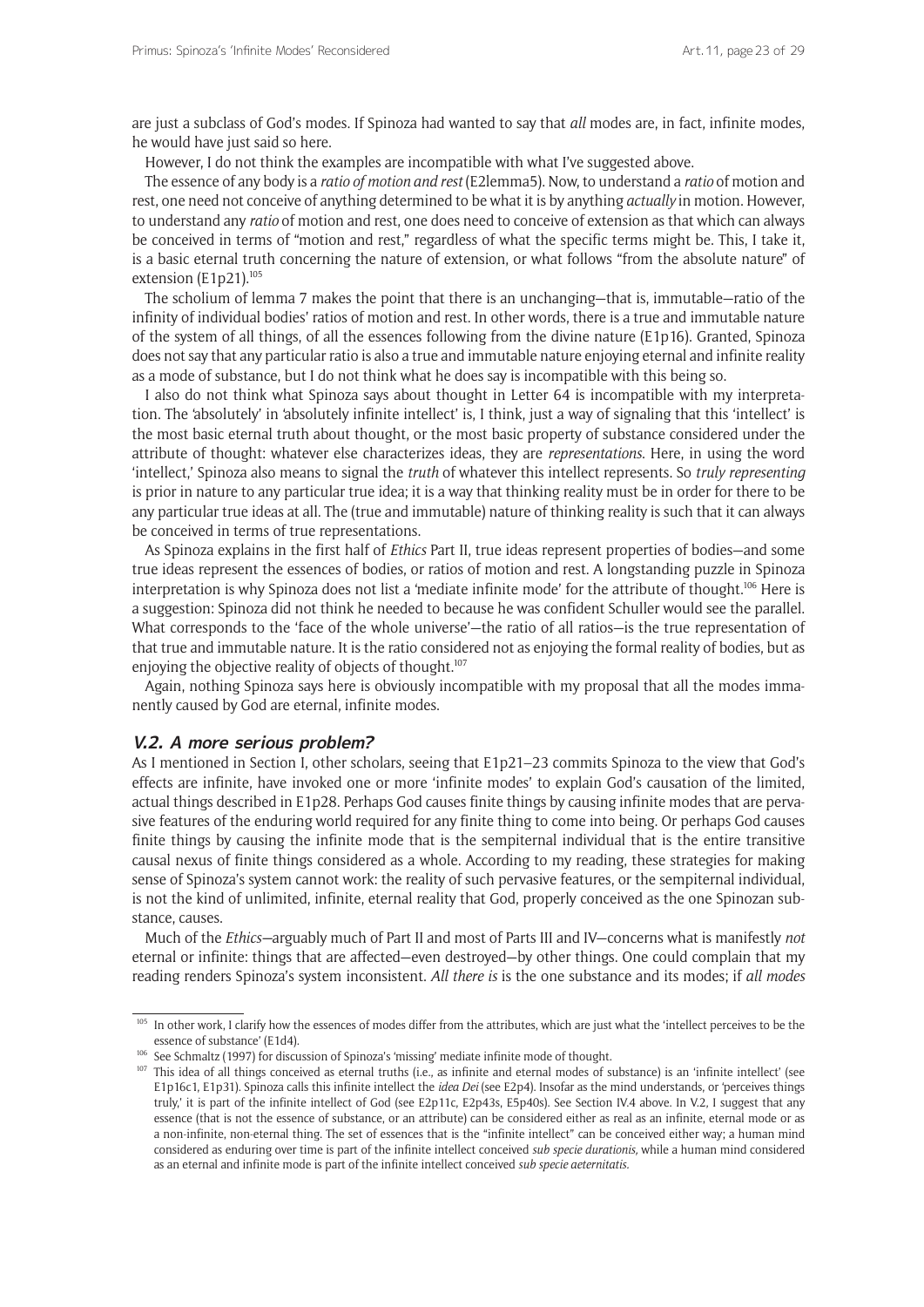are just a subclass of God's modes. If Spinoza had wanted to say that *all* modes are, in fact, infinite modes, he would have just said so here.

However, I do not think the examples are incompatible with what I've suggested above.

The essence of any body is a *ratio of motion and rest* (E2lemma5). Now, to understand a *ratio* of motion and rest, one need not conceive of anything determined to be what it is by anything *actually* in motion. However, to understand any *ratio* of motion and rest, one does need to conceive of extension as that which can always be conceived in terms of "motion and rest," regardless of what the specific terms might be. This, I take it, is a basic eternal truth concerning the nature of extension, or what follows "from the absolute nature" of extension (E1p21).[105]

The scholium of lemma 7 makes the point that there is an unchanging—that is, immutable—ratio of the infinity of individual bodies' ratios of motion and rest. In other words, there is a true and immutable nature of the system of all things, of all the essences following from the divine nature (E1p16). Granted, Spinoza does not say that any particular ratio is also a true and immutable nature enjoying eternal and infinite reality as a mode of substance, but I do not think what he does say is incompatible with this being so.

I also do not think what Spinoza says about thought in Letter 64 is incompatible with my interpretation. The 'absolutely' in 'absolutely infinite intellect' is, I think, just a way of signaling that this 'intellect' is the most basic eternal truth about thought, or the most basic property of substance considered under the attribute of thought: whatever else characterizes ideas, they are *representations*. Here, in using the word 'intellect,' Spinoza also means to signal the *truth* of whatever this intellect represents. So *truly representing* is prior in nature to any particular true idea; it is a way that thinking reality must be in order for there to be any particular true ideas at all. The (true and immutable) nature of thinking reality is such that it can always be conceived in terms of true representations.

As Spinoza explains in the first half of *Ethics* Part II, true ideas represent properties of bodies—and some true ideas represent the essences of bodies, or ratios of motion and rest. A longstanding puzzle in Spinoza interpretation is why Spinoza does not list a 'mediate infinite mode' for the attribute of thought.[106] Here is a suggestion: Spinoza did not think he needed to because he was confident Schuller would see the parallel. What corresponds to the 'face of the whole universe'—the ratio of all ratios—is the true representation of that true and immutable nature. It is the ratio considered not as enjoying the formal reality of bodies, but as enjoying the objective reality of objects of thought.[107]

Again, nothing Spinoza says here is obviously incompatible with my proposal that all the modes immanently caused by God are eternal, infinite modes.

### V.2. A more serious problem?

As I mentioned in Section I, other scholars, seeing that E1p21–23 commits Spinoza to the view that God's effects are infinite, have invoked one or more 'infinite modes' to explain God's causation of the limited, actual things described in E1p28. Perhaps God causes finite things by causing infinite modes that are pervasive features of the enduring world required for any finite thing to come into being. Or perhaps God causes finite things by causing the infinite mode that is the sempiternal individual that is the entire transitive causal nexus of finite things considered as a whole. According to my reading, these strategies for making sense of Spinoza's system cannot work: the reality of such pervasive features, or the sempiternal individual, is not the kind of unlimited, infinite, eternal reality that God, properly conceived as the one Spinozan substance, causes.

Much of the *Ethics*—arguably much of Part II and most of Parts III and IV—concerns what is manifestly *not* eternal or infinite: things that are affected—even destroyed—by other things. One could complain that my reading renders Spinoza's system inconsistent. *All there is* is the one substance and its modes; if *all modes*

---

[105] In other work, I clarify how the essences of modes differ from the attributes, which are just what the 'intellect perceives to be the essence of substance' (E1d4).

[106] See Schmaltz (1997) for discussion of Spinoza's 'missing' mediate infinite mode of thought.

[107] This idea of all things conceived as eternal truths (i.e., as infinite and eternal modes of substance) is an 'infinite intellect' (see E1p16c1, E1p31). Spinoza calls this infinite intellect the *idea Dei* (see E2p4). Insofar as the mind understands, or 'perceives things truly,' it is part of the infinite intellect of God (see E2p11c, E2p43s, E5p40s). See Section IV.4 above. In V.2, I suggest that any essence (that is not the essence of substance, or an attribute) can be considered either as real as an infinite, eternal mode or as a non-infinite, non-eternal thing. The set of essences that is the "infinite intellect" can be conceived either way; a human mind considered as enduring over time is part of the infinite intellect conceived *sub specie durationis*, while a human mind considered as an eternal and infinite mode is part of the infinite intellect conceived *sub specie aeternitatis*.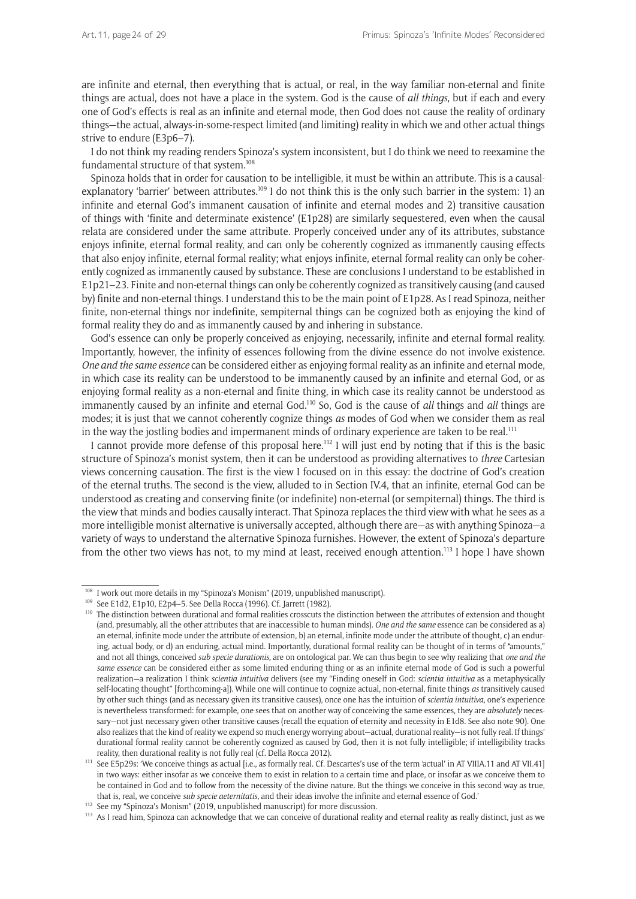are infinite and eternal, then everything that is actual, or real, in the way familiar non-eternal and finite things are actual, does not have a place in the system. God is the cause of *all things*, but if each and every one of God's effects is real as an infinite and eternal mode, then God does not cause the reality of ordinary things—the actual, always-in-some-respect limited (and limiting) reality in which we and other actual things strive to endure (E3p6–7).

I do not think my reading renders Spinoza's system inconsistent, but I do think we need to reexamine the fundamental structure of that system.[108]

Spinoza holds that in order for causation to be intelligible, it must be within an attribute. This is a causal-explanatory 'barrier' between attributes.[109] I do not think this is the only such barrier in the system: 1) an infinite and eternal God's immanent causation of infinite and eternal modes and 2) transitive causation of things with 'finite and determinate existence' (E1p28) are similarly sequestered, even when the causal relata are considered under the same attribute. Properly conceived under any of its attributes, substance enjoys infinite, eternal formal reality, and can only be coherently cognized as immanently causing effects that also enjoy infinite, eternal formal reality; what enjoys infinite, eternal formal reality can only be coherently cognized as immanently caused by substance. These are conclusions I understand to be established in E1p21–23. Finite and non-eternal things can only be coherently cognized as transitively causing (and caused by) finite and non-eternal things. I understand this to be the main point of E1p28. As I read Spinoza, neither finite, non-eternal things nor indefinite, sempiternal things can be cognized both as enjoying the kind of formal reality they do and as immanently caused by and inhering in substance.

God's essence can only be properly conceived as enjoying, necessarily, infinite and eternal formal reality. Importantly, however, the infinity of essences following from the divine essence do not involve existence. *One and the same essence* can be considered either as enjoying formal reality as an infinite and eternal mode, in which case its reality can be understood to be immanently caused by an infinite and eternal God, or as enjoying formal reality as a non-eternal and finite thing, in which case its reality cannot be understood as immanently caused by an infinite and eternal God.[110] So, God is the cause of *all* things and *all* things are modes; it is just that we cannot coherently cognize things *as* modes of God when we consider them as real in the way the jostling bodies and impermanent minds of ordinary experience are taken to be real.[111]

I cannot provide more defense of this proposal here.[112] I will just end by noting that if this is the basic structure of Spinoza's monist system, then it can be understood as providing alternatives to *three* Cartesian views concerning causation. The first is the view I focused on in this essay: the doctrine of God's creation of the eternal truths. The second is the view, alluded to in Section IV.4, that an infinite, eternal God can be understood as creating and conserving finite (or indefinite) non-eternal (or sempiternal) things. The third is the view that minds and bodies causally interact. That Spinoza replaces the third view with what he sees as a more intelligible monist alternative is universally accepted, although there are—as with anything Spinoza—a variety of ways to understand the alternative Spinoza furnishes. However, the extent of Spinoza's departure from the other two views has not, to my mind at least, received enough attention.[113] I hope I have shown

---

[108] I work out more details in my "Spinoza's Monism" (2019, unpublished manuscript).

[109] See E1d2, E1p10, E2p4–5. See Della Rocca (1996). Cf. Jarrett (1982).

[110] The distinction between durational and formal realities crosscuts the distinction between the attributes of extension and thought (and, presumably, all the other attributes that are inaccessible to human minds). *One and the same* essence can be considered as a) an eternal, infinite mode under the attribute of extension, b) an eternal, infinite mode under the attribute of thought, c) an enduring, actual body, or d) an enduring, actual mind. Importantly, durational formal reality can be thought of in terms of "amounts," and not all things, conceived *sub specie durationis,* are on ontological par. We can thus begin to see why realizing that *one and the same essence* can be considered either as some limited enduring thing or as an infinite eternal mode of God is such a powerful realization—a realization I think *scientia intuitiva* delivers (see my "Finding oneself in God: *scientia intuitiva* as a metaphysically self-locating thought" [forthcoming-a]). While one will continue to cognize actual, non-eternal, finite things *as* transitively caused by other such things (and as necessary given its transitive causes), once one has the intuition of *scientia intuitiva*, one's experience is nevertheless transformed: for example, one sees that on another way of conceiving the same essences, they are *absolutely* necessary—not just necessary given other transitive causes (recall the equation of eternity and necessity in E1d8. See also note 90). One also realizes that the kind of reality we expend so much energy worrying about—actual, durational reality—is not fully real. If things' durational formal reality cannot be coherently cognized as caused by God, then it is not fully intelligible; if intelligibility tracks reality, then durational reality is not fully real (cf. Della Rocca 2012).

[111] See E5p29s: 'We conceive things as actual [i.e., as formally real. Cf. Descartes's use of the term 'actual' in AT VIIIA.11 and AT VII.41] in two ways: either insofar as we conceive them to exist in relation to a certain time and place, or insofar as we conceive them to be contained in God and to follow from the necessity of the divine nature. But the things we conceive in this second way as true, that is, real, we conceive *sub specie aeternitatis*, and their ideas involve the infinite and eternal essence of God.'

[112] See my "Spinoza's Monism" (2019, unpublished manuscript) for more discussion.

[113] As I read him, Spinoza can acknowledge that we can conceive of durational reality and eternal reality as really distinct, just as we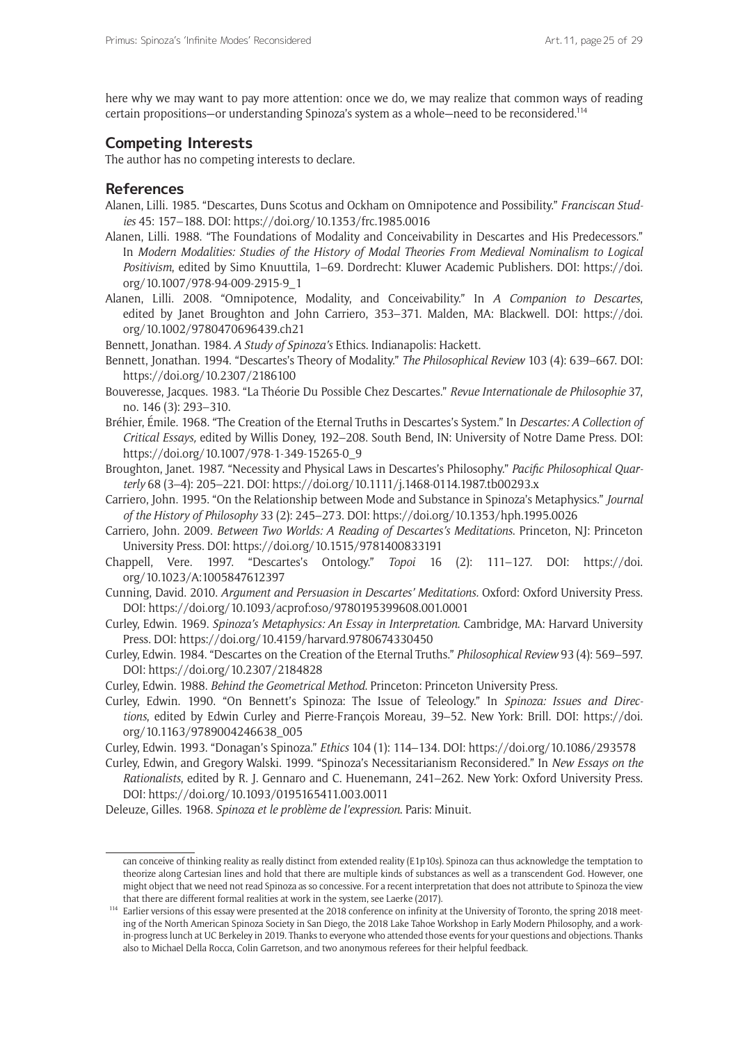here why we may want to pay more attention: once we do, we may realize that common ways of reading certain propositions—or understanding Spinoza's system as a whole—need to be reconsidered.[114]

## Competing Interests

The author has no competing interests to declare.

## References

Alanen, Lilli. 1985. "Descartes, Duns Scotus and Ockham on Omnipotence and Possibility." *Franciscan Studies* 45: 157–188. DOI: https://doi.org/10.1353/frc.1985.0016

Alanen, Lilli. 1988. "The Foundations of Modality and Conceivability in Descartes and His Predecessors." In *Modern Modalities: Studies of the History of Modal Theories From Medieval Nominalism to Logical Positivism*, edited by Simo Knuuttila, 1–69. Dordrecht: Kluwer Academic Publishers. DOI: https://doi.org/10.1007/978-94-009-2915-9_1

Alanen, Lilli. 2008. "Omnipotence, Modality, and Conceivability." In *A Companion to Descartes*, edited by Janet Broughton and John Carriero, 353–371. Malden, MA: Blackwell. DOI: https://doi.org/10.1002/9780470696439.ch21

Bennett, Jonathan. 1984. *A Study of Spinoza's* Ethics. Indianapolis: Hackett.

Bennett, Jonathan. 1994. "Descartes's Theory of Modality." *The Philosophical Review* 103 (4): 639–667. DOI: https://doi.org/10.2307/2186100

Bouveresse, Jacques. 1983. "La Théorie Du Possible Chez Descartes." *Revue Internationale de Philosophie* 37, no. 146 (3): 293–310.

Bréhier, Émile. 1968. "The Creation of the Eternal Truths in Descartes's System." In *Descartes: A Collection of Critical Essays,* edited by Willis Doney, 192–208. South Bend, IN: University of Notre Dame Press. DOI: https://doi.org/10.1007/978-1-349-15265-0_9

Broughton, Janet. 1987. "Necessity and Physical Laws in Descartes's Philosophy." *Pacific Philosophical Quarterly* 68 (3–4): 205–221. DOI: https://doi.org/10.1111/j.1468-0114.1987.tb00293.x

Carriero, John. 1995. "On the Relationship between Mode and Substance in Spinoza's Metaphysics." *Journal of the History of Philosophy* 33 (2): 245–273. DOI: https://doi.org/10.1353/hph.1995.0026

Carriero, John. 2009. *Between Two Worlds: A Reading of Descartes's Meditations*. Princeton, NJ: Princeton University Press. DOI: https://doi.org/10.1515/9781400833191

Chappell, Vere. 1997. "Descartes's Ontology." *Topoi* 16 (2): 111–127. DOI: https://doi.org/10.1023/A:1005847612397

Cunning, David. 2010. *Argument and Persuasion in Descartes' Meditations*. Oxford: Oxford University Press. DOI: https://doi.org/10.1093/acprof:oso/9780195399608.001.0001

Curley, Edwin. 1969. *Spinoza's Metaphysics: An Essay in Interpretation*. Cambridge, MA: Harvard University Press. DOI: https://doi.org/10.4159/harvard.9780674330450

Curley, Edwin. 1984. "Descartes on the Creation of the Eternal Truths." *Philosophical Review* 93 (4): 569–597. DOI: https://doi.org/10.2307/2184828

Curley, Edwin. 1988. *Behind the Geometrical Method*. Princeton: Princeton University Press.

Curley, Edwin. 1990. "On Bennett's Spinoza: The Issue of Teleology." In *Spinoza: Issues and Directions*, edited by Edwin Curley and Pierre-François Moreau, 39–52. New York: Brill. DOI: https://doi.org/10.1163/9789004246638_005

Curley, Edwin. 1993. "Donagan's Spinoza." *Ethics* 104 (1): 114–134. DOI: https://doi.org/10.1086/293578

Curley, Edwin, and Gregory Walski. 1999. "Spinoza's Necessitarianism Reconsidered." In *New Essays on the Rationalists*, edited by R. J. Gennaro and C. Huenemann, 241–262. New York: Oxford University Press. DOI: https://doi.org/10.1093/0195165411.003.0011

Deleuze, Gilles. 1968. *Spinoza et le problème de l'expression*. Paris: Minuit.

---

can conceive of thinking reality as really distinct from extended reality (E1p10s). Spinoza can thus acknowledge the temptation to theorize along Cartesian lines and hold that there are multiple kinds of substances as well as a transcendent God. However, one might object that we need not read Spinoza as so concessive. For a recent interpretation that does not attribute to Spinoza the view that there are different formal realities at work in the system, see Laerke (2017).

[114] Earlier versions of this essay were presented at the 2018 conference on infinity at the University of Toronto, the spring 2018 meeting of the North American Spinoza Society in San Diego, the 2018 Lake Tahoe Workshop in Early Modern Philosophy, and a work-in-progress lunch at UC Berkeley in 2019. Thanks to everyone who attended those events for your questions and objections. Thanks also to Michael Della Rocca, Colin Garretson, and two anonymous referees for their helpful feedback.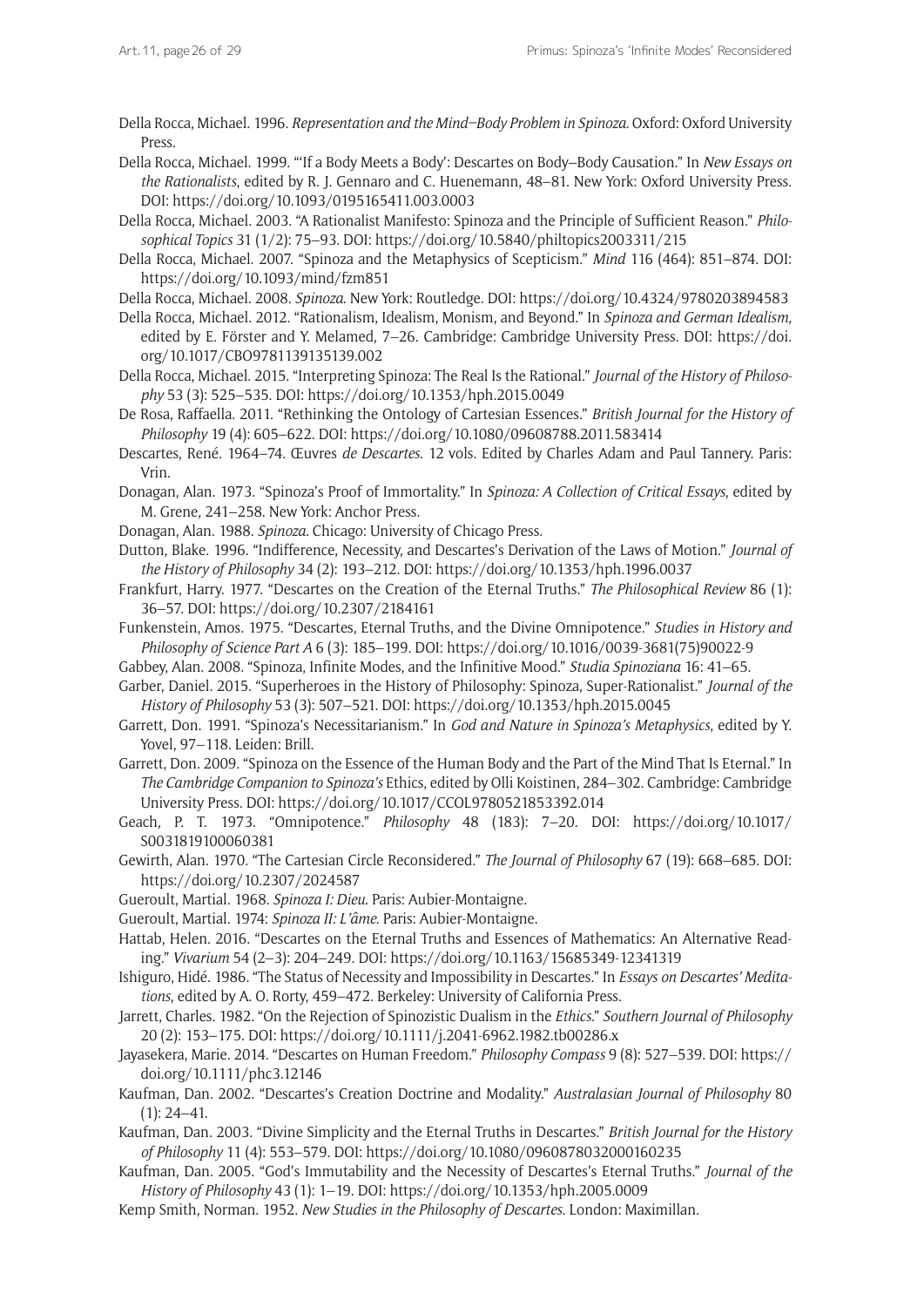Della Rocca, Michael. 1996. *Representation and the Mind–Body Problem in Spinoza.* Oxford: Oxford University Press.

Della Rocca, Michael. 1999. "'If a Body Meets a Body': Descartes on Body–Body Causation." In *New Essays on the Rationalists*, edited by R. J. Gennaro and C. Huenemann, 48–81. New York: Oxford University Press. DOI: https://doi.org/10.1093/0195165411.003.0003

Della Rocca, Michael. 2003. "A Rationalist Manifesto: Spinoza and the Principle of Sufficient Reason." *Philosophical Topics* 31 (1/2): 75–93. DOI: https://doi.org/10.5840/philtopics2003311/215

Della Rocca, Michael. 2007. "Spinoza and the Metaphysics of Scepticism." *Mind* 116 (464): 851–874. DOI: https://doi.org/10.1093/mind/fzm851

Della Rocca, Michael. 2008. *Spinoza.* New York: Routledge. DOI: https://doi.org/10.4324/9780203894583

Della Rocca, Michael. 2012. "Rationalism, Idealism, Monism, and Beyond." In *Spinoza and German Idealism,* edited by E. Förster and Y. Melamed, 7–26. Cambridge: Cambridge University Press. DOI: https://doi.org/10.1017/CBO9781139135139.002

Della Rocca, Michael. 2015. "Interpreting Spinoza: The Real Is the Rational." *Journal of the History of Philosophy* 53 (3): 525–535. DOI: https://doi.org/10.1353/hph.2015.0049

De Rosa, Raffaella. 2011. "Rethinking the Ontology of Cartesian Essences." *British Journal for the History of Philosophy* 19 (4): 605–622. DOI: https://doi.org/10.1080/09608788.2011.583414

Descartes, René. 1964–74. Œuvres *de Descartes.* 12 vols. Edited by Charles Adam and Paul Tannery. Paris: Vrin.

Donagan, Alan. 1973. "Spinoza's Proof of Immortality." In *Spinoza: A Collection of Critical Essays*, edited by M. Grene, 241–258. New York: Anchor Press.

Donagan, Alan. 1988. *Spinoza.* Chicago: University of Chicago Press.

Dutton, Blake. 1996. "Indifference, Necessity, and Descartes's Derivation of the Laws of Motion." *Journal of the History of Philosophy* 34 (2): 193–212. DOI: https://doi.org/10.1353/hph.1996.0037

Frankfurt, Harry. 1977. "Descartes on the Creation of the Eternal Truths." *The Philosophical Review* 86 (1): 36–57. DOI: https://doi.org/10.2307/2184161

Funkenstein, Amos. 1975. "Descartes, Eternal Truths, and the Divine Omnipotence." *Studies in History and Philosophy of Science Part A* 6 (3): 185–199. DOI: https://doi.org/10.1016/0039-3681(75)90022-9

Gabbey, Alan. 2008. "Spinoza, Infinite Modes, and the Infinitive Mood." *Studia Spinoziana* 16: 41–65.

Garber, Daniel. 2015. "Superheroes in the History of Philosophy: Spinoza, Super-Rationalist." *Journal of the History of Philosophy* 53 (3): 507–521. DOI: https://doi.org/10.1353/hph.2015.0045

Garrett, Don. 1991. "Spinoza's Necessitarianism." In *God and Nature in Spinoza's Metaphysics*, edited by Y. Yovel, 97–118. Leiden: Brill.

Garrett, Don. 2009. "Spinoza on the Essence of the Human Body and the Part of the Mind That Is Eternal." In *The Cambridge Companion to Spinoza's* Ethics, edited by Olli Koistinen, 284–302. Cambridge: Cambridge University Press. DOI: https://doi.org/10.1017/CCOL9780521853392.014

Geach, P. T. 1973. "Omnipotence." *Philosophy* 48 (183): 7–20. DOI: https://doi.org/10.1017/S0031819100060381

Gewirth, Alan. 1970. "The Cartesian Circle Reconsidered." *The Journal of Philosophy* 67 (19): 668–685. DOI: https://doi.org/10.2307/2024587

Gueroult, Martial. 1968. *Spinoza I: Dieu.* Paris: Aubier-Montaigne.

Gueroult, Martial. 1974: *Spinoza II: L'âme.* Paris: Aubier-Montaigne.

Hattab, Helen. 2016. "Descartes on the Eternal Truths and Essences of Mathematics: An Alternative Reading." *Vivarium* 54 (2–3): 204–249. DOI: https://doi.org/10.1163/15685349-12341319

Ishiguro, Hidé. 1986. "The Status of Necessity and Impossibility in Descartes." In *Essays on Descartes' Meditations*, edited by A. O. Rorty, 459–472. Berkeley: University of California Press.

Jarrett, Charles. 1982. "On the Rejection of Spinozistic Dualism in the *Ethics*." *Southern Journal of Philosophy* 20 (2): 153–175. DOI: https://doi.org/10.1111/j.2041-6962.1982.tb00286.x

Jayasekera, Marie. 2014. "Descartes on Human Freedom." *Philosophy Compass* 9 (8): 527–539. DOI: https://doi.org/10.1111/phc3.12146

Kaufman, Dan. 2002. "Descartes's Creation Doctrine and Modality." *Australasian Journal of Philosophy* 80 (1): 24–41.

Kaufman, Dan. 2003. "Divine Simplicity and the Eternal Truths in Descartes." *British Journal for the History of Philosophy* 11 (4): 553–579. DOI: https://doi.org/10.1080/0960878032000160235

Kaufman, Dan. 2005. "God's Immutability and the Necessity of Descartes's Eternal Truths." *Journal of the History of Philosophy* 43 (1): 1–19. DOI: https://doi.org/10.1353/hph.2005.0009

Kemp Smith, Norman. 1952. *New Studies in the Philosophy of Descartes.* London: Maximillan.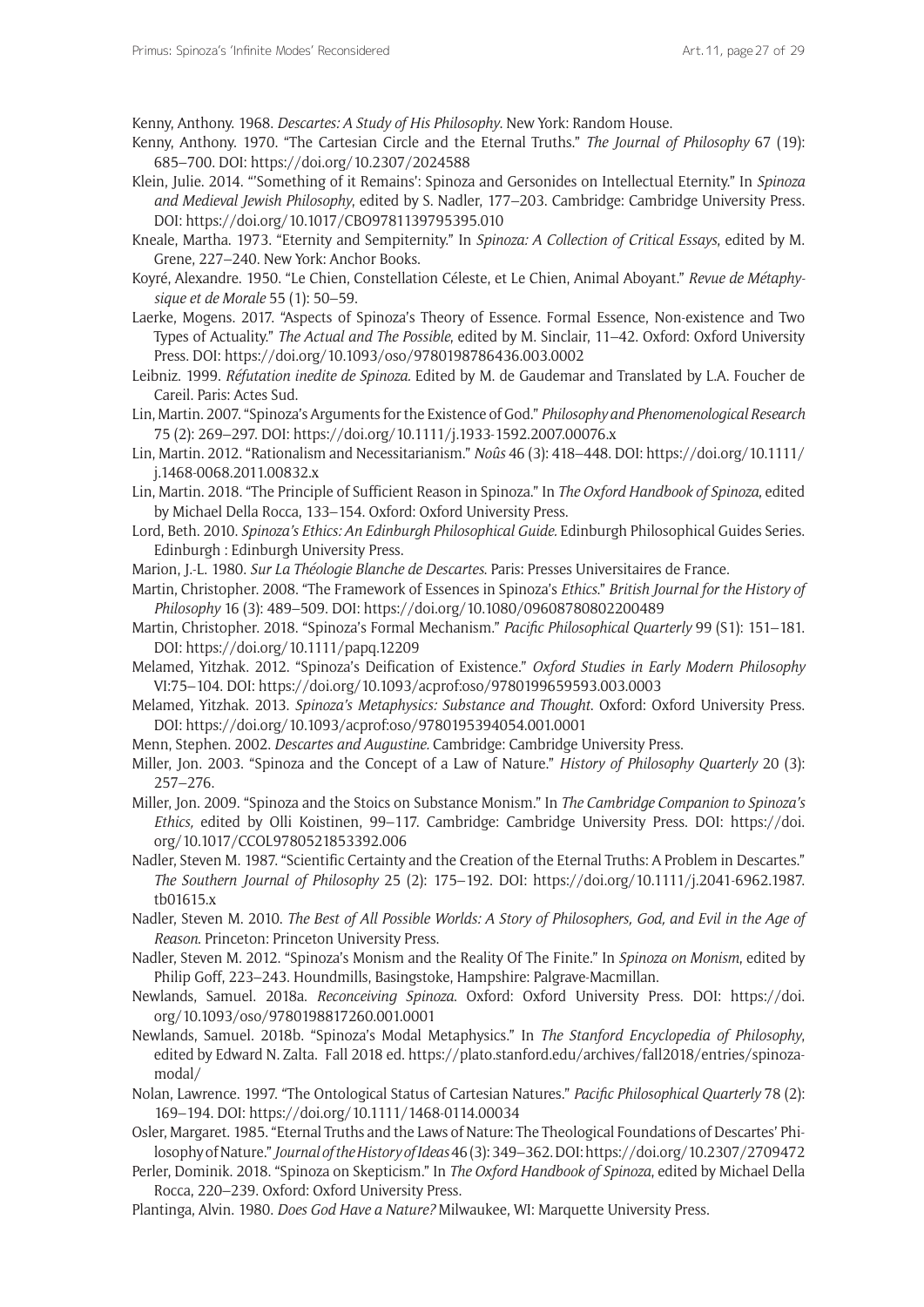Kenny, Anthony. 1968. *Descartes: A Study of His Philosophy*. New York: Random House.

Kenny, Anthony. 1970. "The Cartesian Circle and the Eternal Truths." *The Journal of Philosophy* 67 (19): 685–700. DOI: https://doi.org/10.2307/2024588

Klein, Julie. 2014. "'Something of it Remains': Spinoza and Gersonides on Intellectual Eternity." In *Spinoza and Medieval Jewish Philosophy*, edited by S. Nadler, 177–203. Cambridge: Cambridge University Press. DOI: https://doi.org/10.1017/CBO9781139795395.010

Kneale, Martha. 1973. "Eternity and Sempiternity." In *Spinoza: A Collection of Critical Essays*, edited by M. Grene, 227–240. New York: Anchor Books.

Koyré, Alexandre. 1950. "Le Chien, Constellation Céleste, et Le Chien, Animal Aboyant." *Revue de Métaphysique et de Morale* 55 (1): 50–59.

Laerke, Mogens. 2017. "Aspects of Spinoza's Theory of Essence. Formal Essence, Non-existence and Two Types of Actuality." *The Actual and The Possible*, edited by M. Sinclair, 11–42. Oxford: Oxford University Press. DOI: https://doi.org/10.1093/oso/9780198786436.003.0002

Leibniz. 1999. *Réfutation inedite de Spinoza.* Edited by M. de Gaudemar and Translated by L.A. Foucher de Careil. Paris: Actes Sud.

Lin, Martin. 2007. "Spinoza's Arguments for the Existence of God." *Philosophy and Phenomenological Research* 75 (2): 269–297. DOI: https://doi.org/10.1111/j.1933-1592.2007.00076.x

Lin, Martin. 2012. "Rationalism and Necessitarianism." *Noûs* 46 (3): 418–448. DOI: https://doi.org/10.1111/j.1468-0068.2011.00832.x

Lin, Martin. 2018. "The Principle of Sufficient Reason in Spinoza." In *The Oxford Handbook of Spinoza*, edited by Michael Della Rocca, 133–154. Oxford: Oxford University Press.

Lord, Beth. 2010. *Spinoza's Ethics: An Edinburgh Philosophical Guide.* Edinburgh Philosophical Guides Series. Edinburgh : Edinburgh University Press.

Marion, J.-L. 1980. *Sur La Théologie Blanche de Descartes*. Paris: Presses Universitaires de France.

Martin, Christopher. 2008. "The Framework of Essences in Spinoza's *Ethics*." *British Journal for the History of Philosophy* 16 (3): 489–509. DOI: https://doi.org/10.1080/09608780802200489

Martin, Christopher. 2018. "Spinoza's Formal Mechanism." *Pacific Philosophical Quarterly* 99 (S1): 151–181. DOI: https://doi.org/10.1111/papq.12209

Melamed, Yitzhak. 2012. "Spinoza's Deification of Existence." *Oxford Studies in Early Modern Philosophy* VI:75–104. DOI: https://doi.org/10.1093/acprof:oso/9780199659593.003.0003

Melamed, Yitzhak. 2013. *Spinoza's Metaphysics: Substance and Thought*. Oxford: Oxford University Press. DOI: https://doi.org/10.1093/acprof:oso/9780195394054.001.0001

Menn, Stephen. 2002. *Descartes and Augustine.* Cambridge: Cambridge University Press.

Miller, Jon. 2003. "Spinoza and the Concept of a Law of Nature." *History of Philosophy Quarterly* 20 (3): 257–276.

Miller, Jon. 2009. "Spinoza and the Stoics on Substance Monism." In *The Cambridge Companion to Spinoza's Ethics,* edited by Olli Koistinen, 99–117. Cambridge: Cambridge University Press. DOI: https://doi.org/10.1017/CCOL9780521853392.006

Nadler, Steven M. 1987. "Scientific Certainty and the Creation of the Eternal Truths: A Problem in Descartes." *The Southern Journal of Philosophy* 25 (2): 175–192. DOI: https://doi.org/10.1111/j.2041-6962.1987.tb01615.x

Nadler, Steven M. 2010. *The Best of All Possible Worlds: A Story of Philosophers, God, and Evil in the Age of Reason*. Princeton: Princeton University Press.

Nadler, Steven M. 2012. "Spinoza's Monism and the Reality Of The Finite." In *Spinoza on Monism*, edited by Philip Goff, 223–243. Houndmills, Basingstoke, Hampshire: Palgrave-Macmillan.

Newlands, Samuel. 2018a. *Reconceiving Spinoza*. Oxford: Oxford University Press. DOI: https://doi.org/10.1093/oso/9780198817260.001.0001

Newlands, Samuel. 2018b. "Spinoza's Modal Metaphysics." In *The Stanford Encyclopedia of Philosophy*, edited by Edward N. Zalta. Fall 2018 ed. https://plato.stanford.edu/archives/fall2018/entries/spinoza-modal/

Nolan, Lawrence. 1997. "The Ontological Status of Cartesian Natures." *Pacific Philosophical Quarterly* 78 (2): 169–194. DOI: https://doi.org/10.1111/1468-0114.00034

Osler, Margaret. 1985. "Eternal Truths and the Laws of Nature: The Theological Foundations of Descartes' Philosophy of Nature." *Journal of the History of Ideas* 46 (3): 349–362. DOI: https://doi.org/10.2307/2709472

Perler, Dominik. 2018. "Spinoza on Skepticism." In *The Oxford Handbook of Spinoza*, edited by Michael Della Rocca, 220–239. Oxford: Oxford University Press.

Plantinga, Alvin. 1980. *Does God Have a Nature?* Milwaukee, WI: Marquette University Press.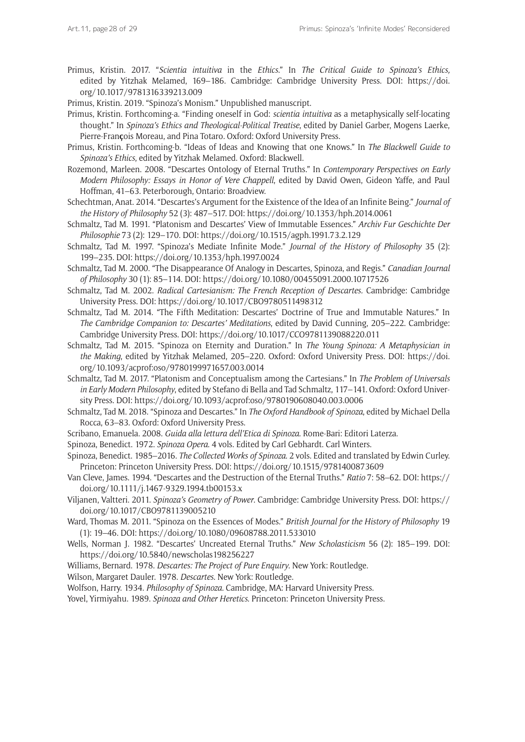Primus, Kristin. 2017. "*Scientia intuitiva* in the *Ethics*." In *The Critical Guide to Spinoza's Ethics,* edited by Yitzhak Melamed, 169–186. Cambridge: Cambridge University Press. DOI: https://doi.org/10.1017/9781316339213.009

Primus, Kristin. 2019. "Spinoza's Monism." Unpublished manuscript.

Primus, Kristin. Forthcoming-a. "Finding oneself in God: *scientia intuitiva* as a metaphysically self-locating thought." In *Spinoza's Ethics and Theological-Political Treatise*, edited by Daniel Garber, Mogens Laerke, Pierre-François Moreau, and Pina Totaro. Oxford: Oxford University Press.

Primus, Kristin. Forthcoming-b. "Ideas of Ideas and Knowing that one Knows." In *The Blackwell Guide to Spinoza's Ethics*, edited by Yitzhak Melamed. Oxford: Blackwell.

Rozemond, Marleen. 2008. "Descartes Ontology of Eternal Truths." In *Contemporary Perspectives on Early Modern Philosophy: Essays in Honor of Vere Chappell*, edited by David Owen, Gideon Yaffe, and Paul Hoffman, 41–63. Peterborough, Ontario: Broadview.

Schechtman, Anat. 2014. "Descartes's Argument for the Existence of the Idea of an Infinite Being." *Journal of the History of Philosophy* 52 (3): 487–517. DOI: https://doi.org/10.1353/hph.2014.0061

Schmaltz, Tad M. 1991. "Platonism and Descartes' View of Immutable Essences." *Archiv Fur Geschichte Der Philosophie* 73 (2): 129–170. DOI: https://doi.org/10.1515/agph.1991.73.2.129

Schmaltz, Tad M. 1997. "Spinoza's Mediate Infinite Mode." *Journal of the History of Philosophy* 35 (2): 199–235. DOI: https://doi.org/10.1353/hph.1997.0024

Schmaltz, Tad M. 2000. "The Disappearance Of Analogy in Descartes, Spinoza, and Regis." *Canadian Journal of Philosophy* 30 (1): 85–114. DOI: https://doi.org/10.1080/00455091.2000.10717526

Schmaltz, Tad M. 2002. *Radical Cartesianism: The French Reception of Descartes.* Cambridge: Cambridge University Press. DOI: https://doi.org/10.1017/CBO9780511498312

Schmaltz, Tad M. 2014. "The Fifth Meditation: Descartes' Doctrine of True and Immutable Natures." In *The Cambridge Companion to: Descartes' Meditations*, edited by David Cunning, 205–222. Cambridge: Cambridge University Press. DOI: https://doi.org/10.1017/CCO9781139088220.011

Schmaltz, Tad M. 2015. "Spinoza on Eternity and Duration." In *The Young Spinoza: A Metaphysician in the Making*, edited by Yitzhak Melamed, 205–220. Oxford: Oxford University Press. DOI: https://doi.org/10.1093/acprof:oso/9780199971657.003.0014

Schmaltz, Tad M. 2017. "Platonism and Conceptualism among the Cartesians." In *The Problem of Universals in Early Modern Philosophy*, edited by Stefano di Bella and Tad Schmaltz, 117–141. Oxford: Oxford University Press. DOI: https://doi.org/10.1093/acprof:oso/9780190608040.003.0006

Schmaltz, Tad M. 2018. "Spinoza and Descartes." In *The Oxford Handbook of Spinoza*, edited by Michael Della Rocca, 63–83. Oxford: Oxford University Press.

Scribano, Emanuela. 2008. *Guida alla lettura dell'Etica di Spinoza.* Rome-Bari: Editori Laterza.

Spinoza, Benedict. 1972. *Spinoza Opera.* 4 vols. Edited by Carl Gebhardt. Carl Winters.

Spinoza, Benedict. 1985–2016. *The Collected Works of Spinoza.* 2 vols. Edited and translated by Edwin Curley. Princeton: Princeton University Press. DOI: https://doi.org/10.1515/9781400873609

Van Cleve, James. 1994. "Descartes and the Destruction of the Eternal Truths." *Ratio* 7: 58–62. DOI: https://doi.org/10.1111/j.1467-9329.1994.tb00153.x

Viljanen, Valtteri. 2011. *Spinoza's Geometry of Power.* Cambridge: Cambridge University Press. DOI: https://doi.org/10.1017/CBO9781139005210

Ward, Thomas M. 2011. "Spinoza on the Essences of Modes." *British Journal for the History of Philosophy* 19 (1): 19–46. DOI: https://doi.org/10.1080/09608788.2011.533010

Wells, Norman J. 1982. "Descartes' Uncreated Eternal Truths." *New Scholasticism* 56 (2): 185–199. DOI: https://doi.org/10.5840/newscholas198256227

Williams, Bernard. 1978. *Descartes: The Project of Pure Enquiry.* New York: Routledge.

Wilson, Margaret Dauler. 1978. *Descartes.* New York: Routledge.

Wolfson, Harry. 1934. *Philosophy of Spinoza.* Cambridge, MA: Harvard University Press.

Yovel, Yirmiyahu. 1989. *Spinoza and Other Heretics.* Princeton: Princeton University Press.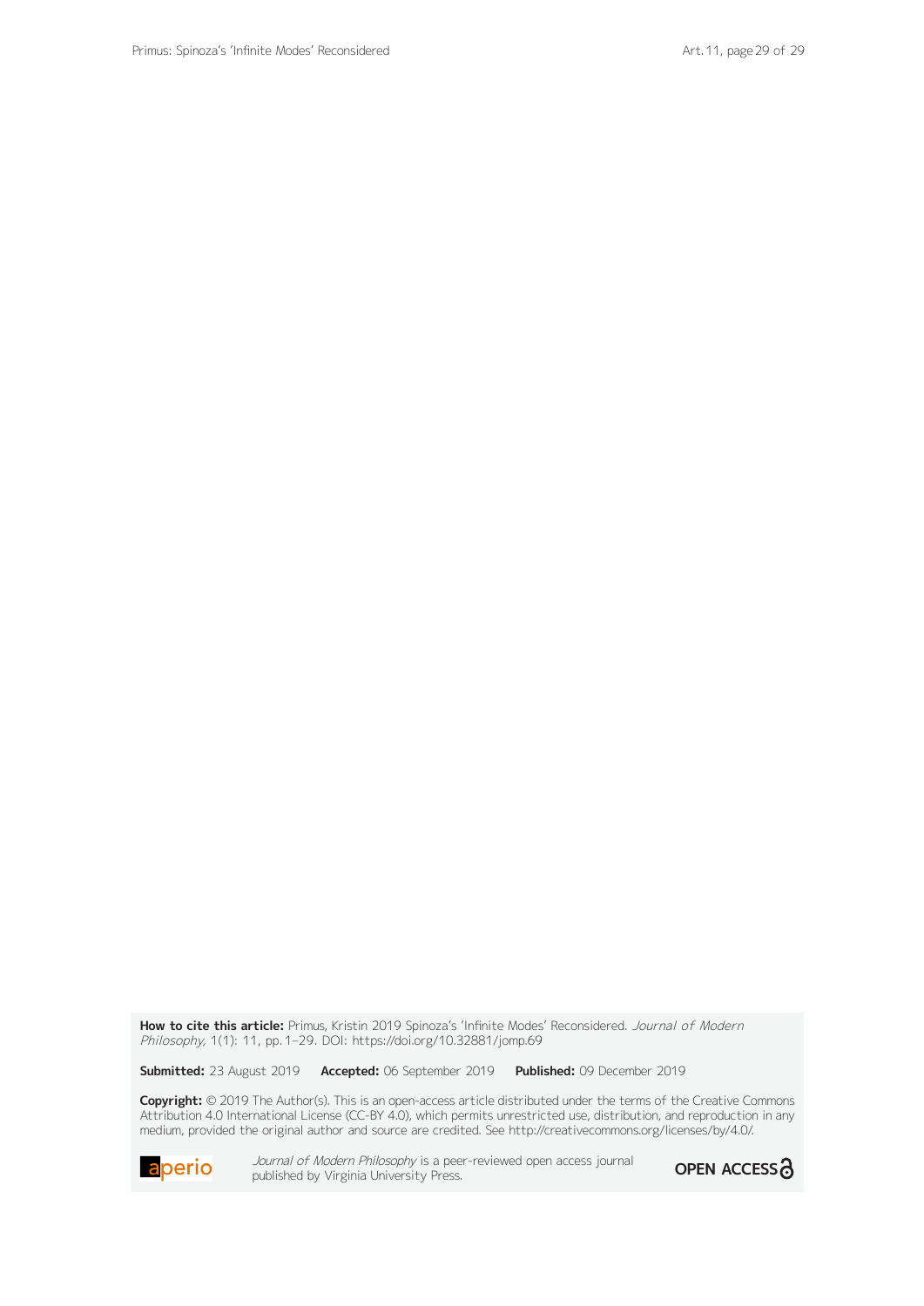**How to cite this article:** Primus, Kristin 2019 Spinoza's 'Infinite Modes' Reconsidered. *Journal of Modern Philosophy,* 1(1): 11, pp. 1–29. DOI: https://doi.org/10.32881/jomp.69

**Submitted:** 23 August 2019 **Accepted:** 06 September 2019 **Published:** 09 December 2019

**Copyright:** © 2019 The Author(s). This is an open-access article distributed under the terms of the Creative Commons Attribution 4.0 International License (CC-BY 4.0), which permits unrestricted use, distribution, and reproduction in any medium, provided the original author and source are credited. See http://creativecommons.org/licenses/by/4.0/.

aperio

*Journal of Modern Philosophy* is a peer-reviewed open access journal published by Virginia University Press.

OPEN ACCESS